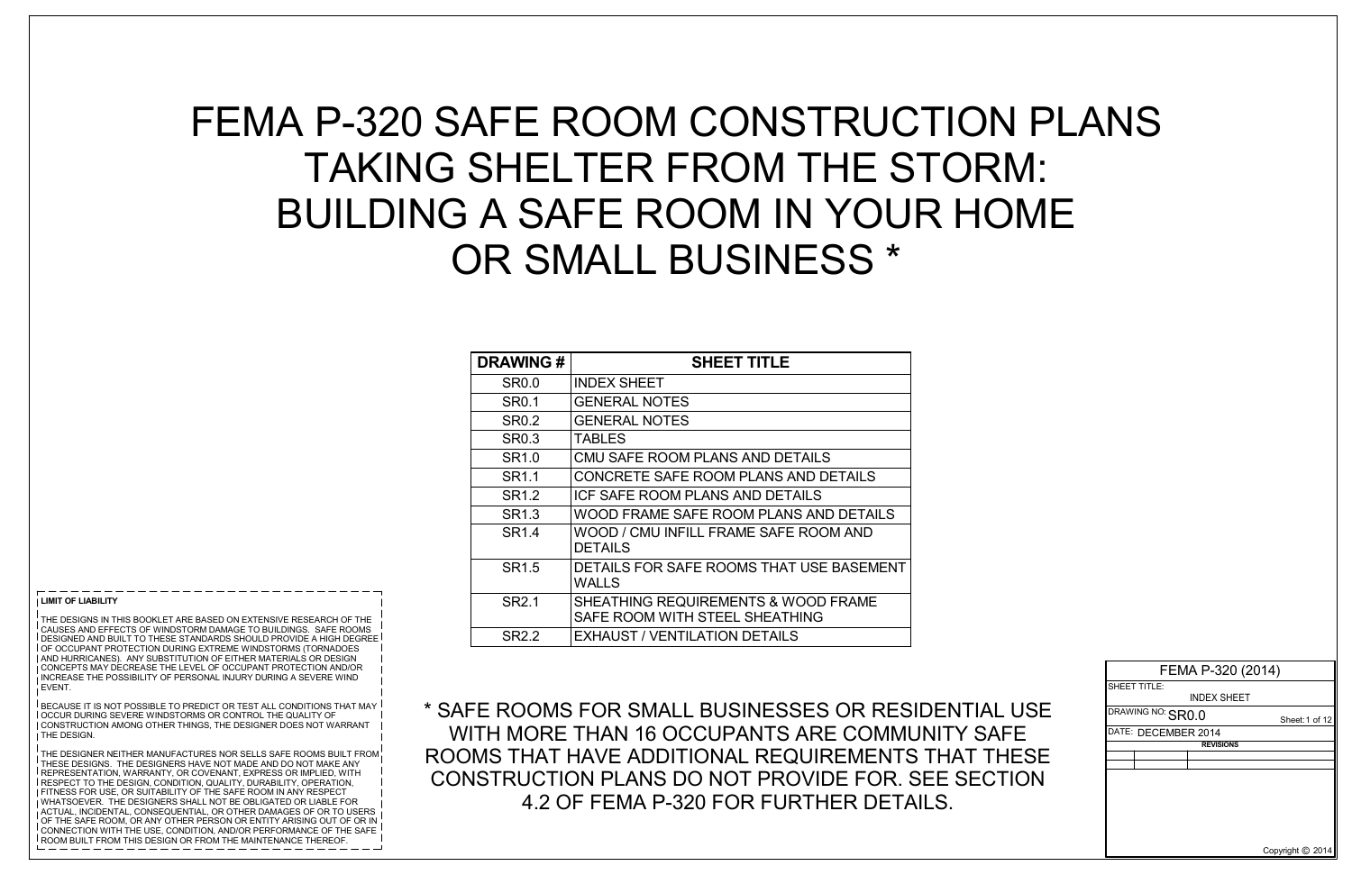# FEMA P-320 SAFE ROOM CONSTRUCTION PLANS TAKING SHELTER FROM THE STORM: BUILDING A SAFE ROOM IN YOUR HOME OR SMALL BUSINESS *

| DRAWING # | SHEET TITLE |
|---|---|
| SR0.0 | INDEX SHEET |
| SR0.1 | GENERAL NOTES |
| SR0.2 | GENERAL NOTES |
| SR0.3 | TABLES |
| SR1.0 | CMU SAFE ROOM PLANS AND DETAILS |
| SR1.1 | CONCRETE SAFE ROOM PLANS AND DETAILS |
| SR1.2 | ICF SAFE ROOM PLANS AND DETAILS |
| SR1.3 | WOOD FRAME SAFE ROOM PLANS AND DETAILS |
| SR1.4 | WOOD / CMU INFILL FRAME SAFE ROOM AND DETAILS |
| SR1.5 | DETAILS FOR SAFE ROOMS THAT USE BASEMENT WALLS |
| SR2.1 | SHEATHING REQUIREMENTS & WOOD FRAME SAFE ROOM WITH STEEL SHEATHING |
| SR2.2 | EXHAUST / VENTILATION DETAILS |

* SAFE ROOMS FOR SMALL BUSINESSES OR RESIDENTIAL USE WITH MORE THAN 16 OCCUPANTS ARE COMMUNITY SAFE ROOMS THAT HAVE ADDITIONAL REQUIREMENTS THAT THESE CONSTRUCTION PLANS DO NOT PROVIDE FOR. SEE SECTION 4.2 OF FEMA P-320 FOR FURTHER DETAILS.

**LIMIT OF LIABILITY**

THE DESIGNS IN THIS BOOKLET ARE BASED ON EXTENSIVE RESEARCH OF THE CAUSES AND EFFECTS OF WINDSTORM DAMAGE TO BUILDINGS. SAFE ROOMS DESIGNED AND BUILT TO THESE STANDARDS SHOULD PROVIDE A HIGH DEGREE OF OCCUPANT PROTECTION DURING EXTREME WINDSTORMS (TORNADOES AND HURRICANES). ANY SUBSTITUTION OF EITHER MATERIALS OR DESIGN CONCEPTS MAY DECREASE THE LEVEL OF OCCUPANT PROTECTION AND/OR INCREASE THE POSSIBILITY OF PERSONAL INJURY DURING A SEVERE WIND EVENT.

BECAUSE IT IS NOT POSSIBLE TO PREDICT OR TEST ALL CONDITIONS THAT MAY OCCUR DURING SEVERE WINDSTORMS OR CONTROL THE QUALITY OF CONSTRUCTION AMONG OTHER THINGS, THE DESIGNER DOES NOT WARRANT THE DESIGN.

THE DESIGNER NEITHER MANUFACTURES NOR SELLS SAFE ROOMS BUILT FROM THESE DESIGNS. THE DESIGNERS HAVE NOT MADE AND DO NOT MAKE ANY REPRESENTATION, WARRANTY, OR COVENANT, EXPRESS OR IMPLIED, WITH RESPECT TO THE DESIGN, CONDITION, QUALITY, DURABILITY, OPERATION, FITNESS FOR USE, OR SUITABILITY OF THE SAFE ROOM IN ANY RESPECT WHATSOEVER. THE DESIGNERS SHALL NOT BE OBLIGATED OR LIABLE FOR ACTUAL, INCIDENTAL, CONSEQUENTIAL, OR OTHER DAMAGES OF OR TO USERS OF THE SAFE ROOM, OR ANY OTHER PERSON OR ENTITY ARISING OUT OF OR IN CONNECTION WITH THE USE, CONDITION, AND/OR PERFORMANCE OF THE SAFE ROOM BUILT FROM THIS DESIGN OR FROM THE MAINTENANCE THEREOF.

| FEMA P-320 (2014) | | |
|---|---|---|
| SHEET TITLE: INDEX SHEET | | |
| DRAWING NO: SR0.0 | | Sheet: 1 of 12 |
| DATE: DECEMBER 2014 | | |
| REVISIONS | | |

Copyright © 2014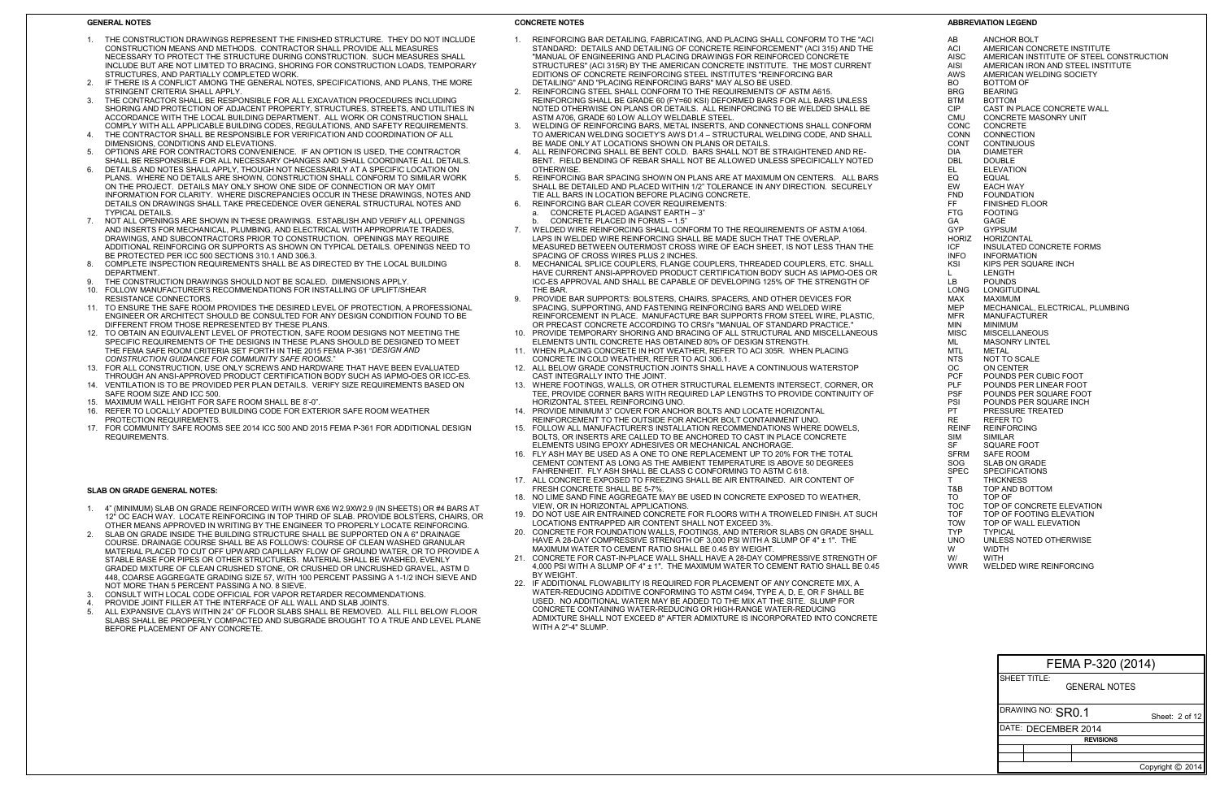## GENERAL NOTES

1. THE CONSTRUCTION DRAWINGS REPRESENT THE FINISHED STRUCTURE. THEY DO NOT INCLUDE CONSTRUCTION MEANS AND METHODS. CONTRACTOR SHALL PROVIDE ALL MEASURES NECESSARY TO PROTECT THE STRUCTURE DURING CONSTRUCTION. SUCH MEASURES SHALL INCLUDE BUT ARE NOT LIMITED TO BRACING, SHORING FOR CONSTRUCTION LOADS, TEMPORARY STRUCTURES, AND PARTIALLY COMPLETED WORK.
2. IF THERE IS A CONFLICT AMONG THE GENERAL NOTES, SPECIFICATIONS, AND PLANS, THE MORE STRINGENT CRITERIA SHALL APPLY.
3. THE CONTRACTOR SHALL BE RESPONSIBLE FOR ALL EXCAVATION PROCEDURES INCLUDING SHORING AND PROTECTION OF ADJACENT PROPERTY, STRUCTURES, STREETS, AND UTILITIES IN ACCORDANCE WITH THE LOCAL BUILDING DEPARTMENT. ALL WORK OR CONSTRUCTION SHALL COMPLY WITH ALL APPLICABLE BUILDING CODES, REGULATIONS, AND SAFETY REQUIREMENTS.
4. THE CONTRACTOR SHALL BE RESPONSIBLE FOR VERIFICATION AND COORDINATION OF ALL DIMENSIONS, CONDITIONS AND ELEVATIONS.
5. OPTIONS ARE FOR CONTRACTORS CONVENIENCE. IF AN OPTION IS USED, THE CONTRACTOR SHALL BE RESPONSIBLE FOR ALL NECESSARY CHANGES AND SHALL COORDINATE ALL DETAILS.
6. DETAILS AND NOTES SHALL APPLY, THOUGH NOT NECESSARILY AT A SPECIFIC LOCATION ON PLANS. WHERE NO DETAILS ARE SHOWN, CONSTRUCTION SHALL CONFORM TO SIMILAR WORK ON THE PROJECT. DETAILS MAY ONLY SHOW ONE SIDE OF CONNECTION OR MAY OMIT INFORMATION FOR CLARITY. WHERE DISCREPANCIES OCCUR IN THESE DRAWINGS, NOTES AND DETAILS ON DRAWINGS SHALL TAKE PRECEDENCE OVER GENERAL STRUCTURAL NOTES AND TYPICAL DETAILS.
7. NOT ALL OPENINGS ARE SHOWN IN THESE DRAWINGS. ESTABLISH AND VERIFY ALL OPENINGS AND INSERTS FOR MECHANICAL, PLUMBING, AND ELECTRICAL WITH APPROPRIATE TRADES, DRAWINGS, AND SUBCONTRACTORS PRIOR TO CONSTRUCTION. OPENINGS MAY REQUIRE ADDITIONAL REINFORCING OR SUPPORTS AS SHOWN ON TYPICAL DETAILS. OPENINGS NEED TO BE PROTECTED PER ICC 500 SECTIONS 310.1 AND 306.3.
8. COMPLETE INSPECTION REQUIREMENTS SHALL BE AS DIRECTED BY THE LOCAL BUILDING DEPARTMENT.
9. THE CONSTRUCTION DRAWINGS SHOULD NOT BE SCALED. DIMENSIONS APPLY.
10. FOLLOW MANUFACTURER'S RECOMMENDATIONS FOR INSTALLING OF UPLIFT/SHEAR RESISTANCE CONNECTORS.
11. TO ENSURE THE SAFE ROOM PROVIDES THE DESIRED LEVEL OF PROTECTION, A PROFESSIONAL ENGINEER OR ARCHITECT SHOULD BE CONSULTED FOR ANY DESIGN CONDITION FOUND TO BE DIFFERENT FROM THOSE REPRESENTED BY THESE PLANS.
12. TO OBTAIN AN EQUIVALENT LEVEL OF PROTECTION, SAFE ROOM DESIGNS NOT MEETING THE SPECIFIC REQUIREMENTS OF THE DESIGNS IN THESE PLANS SHOULD BE DESIGNED TO MEET THE FEMA SAFE ROOM CRITERIA SET FORTH IN THE 2015 FEMA P-361 "*DESIGN AND CONSTRUCTION GUIDANCE FOR COMMUNITY SAFE ROOMS*."
13. FOR ALL CONSTRUCTION, USE ONLY SCREWS AND HARDWARE THAT HAVE BEEN EVALUATED THROUGH AN ANSI-APPROVED PRODUCT CERTIFICATION BODY SUCH AS IAPMO-OES OR ICC-ES.
14. VENTILATION IS TO BE PROVIDED PER PLAN DETAILS. VERIFY SIZE REQUIREMENTS BASED ON SAFE ROOM SIZE AND ICC 500.
15. MAXIMUM WALL HEIGHT FOR SAFE ROOM SHALL BE 8'-0".
16. REFER TO LOCALLY ADOPTED BUILDING CODE FOR EXTERIOR SAFE ROOM WEATHER PROTECTION REQUIREMENTS.
17. FOR COMMUNITY SAFE ROOMS SEE 2014 ICC 500 AND 2015 FEMA P-361 FOR ADDITIONAL DESIGN REQUIREMENTS.

## SLAB ON GRADE GENERAL NOTES:

1. 4" (MINIMUM) SLAB ON GRADE REINFORCED WITH WWR 6X6 W2.9XW2.9 (IN SHEETS) OR #4 BARS AT 12" OC EACH WAY. LOCATE REINFORCING IN TOP THIRD OF SLAB. PROVIDE BOLSTERS, CHAIRS, OR OTHER MEANS APPROVED IN WRITING BY THE ENGINEER TO PROPERLY LOCATE REINFORCING.
2. SLAB ON GRADE INSIDE THE BUILDING STRUCTURE SHALL BE SUPPORTED ON A 6" DRAINAGE COURSE. DRAINAGE COURSE SHALL BE AS FOLLOWS: COURSE OF CLEAN WASHED GRANULAR MATERIAL PLACED TO CUT OFF UPWARD CAPILLARY FLOW OF GROUND WATER, OR TO PROVIDE A STABLE BASE FOR PIPES OR OTHER STRUCTURES. MATERIAL SHALL BE WASHED, EVENLY GRADED MIXTURE OF CLEAN CRUSHED STONE, OR CRUSHED OR UNCRUSHED GRAVEL, ASTM D 448, COARSE AGGREGATE GRADING SIZE 57, WITH 100 PERCENT PASSING A 1-1/2 INCH SIEVE AND NOT MORE THAN 5 PERCENT PASSING A NO. 8 SIEVE.
3. CONSULT WITH LOCAL CODE OFFICIAL FOR VAPOR RETARDER RECOMMENDATIONS.
4. PROVIDE JOINT FILLER AT THE INTERFACE OF ALL WALL AND SLAB JOINTS.
5. ALL EXPANSIVE CLAYS WITHIN 24" OF FLOOR SLABS SHALL BE REMOVED. ALL FILL BELOW FLOOR SLABS SHALL BE PROPERLY COMPACTED AND SUBGRADE BROUGHT TO A TRUE AND LEVEL PLANE BEFORE PLACEMENT OF ANY CONCRETE.

## CONCRETE NOTES

1. REINFORCING BAR DETAILING, FABRICATING, AND PLACING SHALL CONFORM TO THE "ACI STANDARD: DETAILS AND DETAILING OF CONCRETE REINFORCEMENT" (ACI 315) AND THE "MANUAL OF ENGINEERING AND PLACING DRAWINGS FOR REINFORCED CONCRETE STRUCTURES" (ACI 315R) BY THE AMERICAN CONCRETE INSTITUTE. THE MOST CURRENT EDITIONS OF CONCRETE REINFORCING STEEL INSTITUTE'S "REINFORCING BAR DETAILING" AND "PLACING REINFORCING BARS" MAY ALSO BE USED.
2. REINFORCING STEEL SHALL CONFORM TO THE REQUIREMENTS OF ASTM A615. REINFORCING SHALL BE GRADE 60 (FY=60 KSI) DEFORMED BARS FOR ALL BARS UNLESS NOTED OTHERWISE ON PLANS OR DETAILS. ALL REINFORCING TO BE WELDED SHALL BE ASTM A706, GRADE 60 LOW ALLOY WELDABLE STEEL.
3. WELDING OF REINFORCING BARS, METAL INSERTS, AND CONNECTIONS SHALL CONFORM TO AMERICAN WELDING SOCIETY'S AWS D1.4 – STRUCTURAL WELDING CODE, AND SHALL BE MADE ONLY AT LOCATIONS SHOWN ON PLANS OR DETAILS.
4. ALL REINFORCING SHALL BE BENT COLD. BARS SHALL NOT BE STRAIGHTENED AND RE-BENT. FIELD BENDING OF REBAR SHALL NOT BE ALLOWED UNLESS SPECIFICALLY NOTED OTHERWISE.
5. REINFORCING BAR SPACING SHOWN ON PLANS ARE AT MAXIMUM ON CENTERS. ALL BARS SHALL BE DETAILED AND PLACED WITHIN 1/2" TOLERANCE IN ANY DIRECTION. SECURELY TIE ALL BARS IN LOCATION BEFORE PLACING CONCRETE.
6. REINFORCING BAR CLEAR COVER REQUIREMENTS:
   a. CONCRETE PLACED AGAINST EARTH – 3"
   b. CONCRETE PLACED IN FORMS – 1.5"
7. WELDED WIRE REINFORCING SHALL CONFORM TO THE REQUIREMENTS OF ASTM A1064. LAPS IN WELDED WIRE REINFORCING SHALL BE MADE SUCH THAT THE OVERLAP, MEASURED BETWEEN OUTERMOST CROSS WIRE OF EACH SHEET, IS NOT LESS THAN THE SPACING OF CROSS WIRES PLUS 2 INCHES.
8. MECHANICAL SPLICE COUPLERS, FLANGE COUPLERS, THREADED COUPLERS, ETC. SHALL HAVE CURRENT ANSI-APPROVED PRODUCT CERTIFICATION BODY SUCH AS IAPMO-OES OR ICC-ES APPROVAL AND SHALL BE CAPABLE OF DEVELOPING 125% OF THE STRENGTH OF THE BAR.
9. PROVIDE BAR SUPPORTS: BOLSTERS, CHAIRS, SPACERS, AND OTHER DEVICES FOR SPACING, SUPPORTING, AND FASTENING REINFORCING BARS AND WELDED WIRE REINFORCEMENT IN PLACE. MANUFACTURE BAR SUPPORTS FROM STEEL WIRE, PLASTIC, OR PRECAST CONCRETE ACCORDING TO CRSI's "MANUAL OF STANDARD PRACTICE."
10. PROVIDE TEMPORARY SHORING AND BRACING OF ALL STRUCTURAL AND MISCELLANEOUS ELEMENTS UNTIL CONCRETE HAS OBTAINED 80% OF DESIGN STRENGTH.
11. WHEN PLACING CONCRETE IN HOT WEATHER, REFER TO ACI 305R. WHEN PLACING CONCRETE IN COLD WEATHER, REFER TO ACI 306.1.
12. ALL BELOW GRADE CONSTRUCTION JOINTS SHALL HAVE A CONTINUOUS WATERSTOP CAST INTEGRALLY INTO THE JOINT.
13. WHERE FOOTINGS, WALLS, OR OTHER STRUCTURAL ELEMENTS INTERSECT, CORNER, OR TEE, PROVIDE CORNER BARS WITH REQUIRED LAP LENGTHS TO PROVIDE CONTINUITY OF HORIZONTAL STEEL REINFORCING UNO.
14. PROVIDE MINIMUM 3" COVER FOR ANCHOR BOLTS AND LOCATE HORIZONTAL REINFORCEMENT TO THE OUTSIDE FOR ANCHOR BOLT CONTAINMENT UNO.
15. FOLLOW ALL MANUFACTURER'S INSTALLATION RECOMMENDATIONS WHERE DOWELS, BOLTS, OR INSERTS ARE CALLED TO BE ANCHORED TO CAST IN PLACE CONCRETE ELEMENTS USING EPOXY ADHESIVES OR MECHANICAL ANCHORAGE.
16. FLY ASH MAY BE USED AS A ONE TO ONE REPLACEMENT UP TO 20% FOR THE TOTAL CEMENT CONTENT AS LONG AS THE AMBIENT TEMPERATURE IS ABOVE 50 DEGREES FAHRENHEIT. FLY ASH SHALL BE CLASS C CONFORMING TO ASTM C 618.
17. ALL CONCRETE EXPOSED TO FREEZING SHALL BE AIR ENTRAINED. AIR CONTENT OF FRESH CONCRETE SHALL BE 5-7%.
18. NO LIME SAND FINE AGGREGATE MAY BE USED IN CONCRETE EXPOSED TO WEATHER, VIEW, OR IN HORIZONTAL APPLICATIONS.
19. DO NOT USE AIR ENTRAINED CONCRETE FOR FLOORS WITH A TROWELED FINISH. AT SUCH LOCATIONS ENTRAPPED AIR CONTENT SHALL NOT EXCEED 3%.
20. CONCRETE FOR FOUNDATION WALLS, FOOTINGS, AND INTERIOR SLABS ON GRADE SHALL HAVE A 28-DAY COMPRESSIVE STRENGTH OF 3,000 PSI WITH A SLUMP OF 4" ± 1". THE MAXIMUM WATER TO CEMENT RATIO SHALL BE 0.45 BY WEIGHT.
21. CONCRETE FOR CAST-IN-PLACE WALL SHALL HAVE A 28-DAY COMPRESSIVE STRENGTH OF 4,000 PSI WITH A SLUMP OF 4" ± 1". THE MAXIMUM WATER TO CEMENT RATIO SHALL BE 0.45 BY WEIGHT.
22. IF ADDITIONAL FLOWABILITY IS REQUIRED FOR PLACEMENT OF ANY CONCRETE MIX, A WATER-REDUCING ADDITIVE CONFORMING TO ASTM C494, TYPE A, D, E, OR F SHALL BE USED. NO ADDITIONAL WATER MAY BE ADDED TO THE MIX AT THE SITE. SLUMP FOR CONCRETE CONTAINING WATER-REDUCING OR HIGH-RANGE WATER-REDUCING ADMIXTURE SHALL NOT EXCEED 8" AFTER ADMIXTURE IS INCORPORATED INTO CONCRETE WITH A 2"-4" SLUMP.

## ABBREVIATION LEGEND

| | |
|---|---|
| AB | ANCHOR BOLT |
| ACI | AMERICAN CONCRETE INSTITUTE |
| AISC | AMERICAN INSTITUTE OF STEEL CONSTRUCTION |
| AISI | AMERICAN IRON AND STEEL INSTITUTE |
| AWS | AMERICAN WELDING SOCIETY |
| BO | BOTTOM OF |
| BRG | BEARING |
| BTM | BOTTOM |
| CIP | CAST IN PLACE CONCRETE WALL |
| CMU | CONCRETE MASONRY UNIT |
| CONC | CONCRETE |
| CONN | CONNECTION |
| CONT | CONTINUOUS |
| DIA | DIAMETER |
| DBL | DOUBLE |
| EL | ELEVATION |
| EQ | EQUAL |
| EW | EACH WAY |
| FND | FOUNDATION |
| FF | FINISHED FLOOR |
| FTG | FOOTING |
| GA | GAGE |
| GYP | GYPSUM |
| HORIZ | HORIZONTAL |
| ICF | INSULATED CONCRETE FORMS |
| INFO | INFORMATION |
| KSI | KIPS PER SQUARE INCH |
| L | LENGTH |
| LB | POUNDS |
| LONG | LONGITUDINAL |
| MAX | MAXIMUM |
| MEP | MECHANICAL, ELECTRICAL, PLUMBING |
| MFR | MANUFACTURER |
| MIN | MINIMUM |
| MISC | MISCELLANEOUS |
| ML | MASONRY LINTEL |
| MTL | METAL |
| NTS | NOT TO SCALE |
| OC | ON CENTER |
| PCF | POUNDS PER CUBIC FOOT |
| PLF | POUNDS PER LINEAR FOOT |
| PSF | POUNDS PER SQUARE FOOT |
| PSI | POUNDS PER SQUARE INCH |
| PT | PRESSURE TREATED |
| RE | REFER TO |
| REINF | REINFORCING |
| SIM | SIMILAR |
| SF | SQUARE FOOT |
| SFRM | SAFE ROOM |
| SOG | SLAB ON GRADE |
| SPEC | SPECIFICATIONS |
| T | THICKNESS |
| T&B | TOP AND BOTTOM |
| TO | TOP OF |
| TOC | TOP OF CONCRETE ELEVATION |
| TOF | TOP OF FOOTING ELEVATION |
| TOW | TOP OF WALL ELEVATION |
| TYP | TYPICAL |
| UNO | UNLESS NOTED OTHERWISE |
| W | WIDTH |
| W/ | WITH |
| WWR | WELDED WIRE REINFORCING |

FEMA P-320 (2014)

SHEET TITLE: GENERAL NOTES

DRAWING NO: SR0.1

DATE: DECEMBER 2014

REVISIONS

Copyright © 2014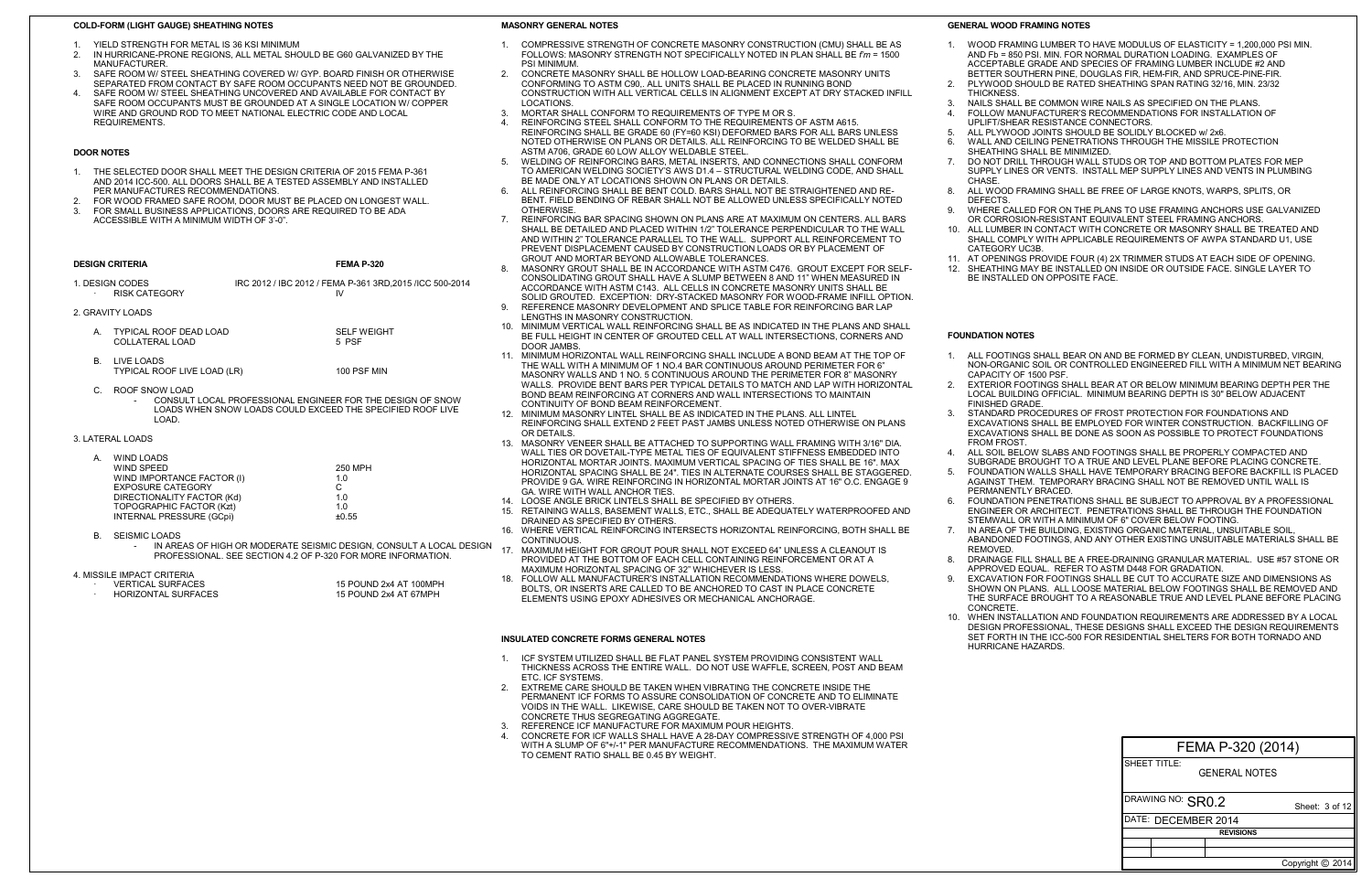## COLD-FORM (LIGHT GAUGE) SHEATHING NOTES

1. YIELD STRENGTH FOR METAL IS 36 KSI MINIMUM
2. IN HURRICANE-PRONE REGIONS, ALL METAL SHOULD BE G60 GALVANIZED BY THE MANUFACTURER.
3. SAFE ROOM W/ STEEL SHEATHING COVERED W/ GYP. BOARD FINISH OR OTHERWISE SEPARATED FROM CONTACT BY SAFE ROOM OCCUPANTS NEED NOT BE GROUNDED.
4. SAFE ROOM W/ STEEL SHEATHING UNCOVERED AND AVAILABLE FOR CONTACT BY SAFE ROOM OCCUPANTS MUST BE GROUNDED AT A SINGLE LOCATION W/ COPPER WIRE AND GROUND ROD TO MEET NATIONAL ELECTRIC CODE AND LOCAL REQUIREMENTS.

## DOOR NOTES

1. THE SELECTED DOOR SHALL MEET THE DESIGN CRITERIA OF 2015 FEMA P-361 AND 2014 ICC-500. ALL DOORS SHALL BE A TESTED ASSEMBLY AND INSTALLED PER MANUFACTURES RECOMMENDATIONS.
2. FOR WOOD FRAMED SAFE ROOM, DOOR MUST BE PLACED ON LONGEST WALL.
3. FOR SMALL BUSINESS APPLICATIONS, DOORS ARE REQUIRED TO BE ADA ACCESSIBLE WITH A MINIMUM WIDTH OF 3'-0".

## DESIGN CRITERIA — FEMA P-320

1. DESIGN CODES — IRC 2012 / IBC 2012 / FEMA P-361 3RD,2015 /ICC 500-2014
   - RISK CATEGORY — IV

2. GRAVITY LOADS

   A. TYPICAL ROOF DEAD LOAD — SELF WEIGHT
      COLLATERAL LOAD — 5 PSF

   B. LIVE LOADS
      TYPICAL ROOF LIVE LOAD (LR) — 100 PSF MIN

   C. ROOF SNOW LOAD
      - CONSULT LOCAL PROFESSIONAL ENGINEER FOR THE DESIGN OF SNOW LOADS WHEN SNOW LOADS COULD EXCEED THE SPECIFIED ROOF LIVE LOAD.

3. LATERAL LOADS

   A. WIND LOADS

| | |
|---|---|
| WIND SPEED | 250 MPH |
| WIND IMPORTANCE FACTOR (I) | 1.0 |
| EXPOSURE CATEGORY | C |
| DIRECTIONALITY FACTOR (Kd) | 1.0 |
| TOPOGRAPHIC FACTOR (Kzt) | 1.0 |
| INTERNAL PRESSURE (GCpi) | ±0.55 |

   B. SEISMIC LOADS
      - IN AREAS OF HIGH OR MODERATE SEISMIC DESIGN, CONSULT A LOCAL DESIGN PROFESSIONAL. SEE SECTION 4.2 OF P-320 FOR MORE INFORMATION.

4. MISSILE IMPACT CRITERIA
   - VERTICAL SURFACES — 15 POUND 2x4 AT 100MPH
   - HORIZONTAL SURFACES — 15 POUND 2x4 AT 67MPH

## MASONRY GENERAL NOTES

1. COMPRESSIVE STRENGTH OF CONCRETE MASONRY CONSTRUCTION (CMU) SHALL BE AS FOLLOWS: MASONRY STRENGTH NOT SPECIFICALLY NOTED IN PLAN SHALL BE *f'm* = 1500 PSI MINIMUM.
2. CONCRETE MASONRY SHALL BE HOLLOW LOAD-BEARING CONCRETE MASONRY UNITS CONFORMING TO ASTM C90,. ALL UNITS SHALL BE PLACED IN RUNNING BOND CONSTRUCTION WITH ALL VERTICAL CELLS IN ALIGNMENT EXCEPT AT DRY STACKED INFILL LOCATIONS.
3. MORTAR SHALL CONFORM TO REQUIREMENTS OF TYPE M OR S.
4. REINFORCING STEEL SHALL CONFORM TO THE REQUIREMENTS OF ASTM A615. REINFORCING SHALL BE GRADE 60 (FY=60 KSI) DEFORMED BARS FOR ALL BARS UNLESS NOTED OTHERWISE ON PLANS OR DETAILS. ALL REINFORCING TO BE WELDED SHALL BE ASTM A706, GRADE 60 LOW ALLOY WELDABLE STEEL.
5. WELDING OF REINFORCING BARS, METAL INSERTS, AND CONNECTIONS SHALL CONFORM TO AMERICAN WELDING SOCIETY'S AWS D1.4 – STRUCTURAL WELDING CODE, AND SHALL BE MADE ONLY AT LOCATIONS SHOWN ON PLANS OR DETAILS.
6. ALL REINFORCING SHALL BE BENT COLD. BARS SHALL NOT BE STRAIGHTENED AND RE-BENT. FIELD BENDING OF REBAR SHALL NOT BE ALLOWED UNLESS SPECIFICALLY NOTED OTHERWISE.
7. REINFORCING BAR SPACING SHOWN ON PLANS ARE AT MAXIMUM ON CENTERS. ALL BARS SHALL BE DETAILED AND PLACED WITHIN 1/2" TOLERANCE PERPENDICULAR TO THE WALL AND WITHIN 2" TOLERANCE PARALLEL TO THE WALL. SUPPORT ALL REINFORCEMENT TO PREVENT DISPLACEMENT CAUSED BY CONSTRUCTION LOADS OR BY PLACEMENT OF GROUT AND MORTAR BEYOND ALLOWABLE TOLERANCES.
8. MASONRY GROUT SHALL BE IN ACCORDANCE WITH ASTM C476. GROUT EXCEPT FOR SELF-CONSOLIDATING GROUT SHALL HAVE A SLUMP BETWEEN 8 AND 11" WHEN MEASURED IN ACCORDANCE WITH ASTM C143. ALL CELLS IN CONCRETE MASONRY UNITS SHALL BE SOLID GROUTED. EXCEPTION: DRY-STACKED MASONRY FOR WOOD-FRAME INFILL OPTION.
9. REFERENCE MASONRY DEVELOPMENT AND SPLICE TABLE FOR REINFORCING BAR LAP LENGTHS IN MASONRY CONSTRUCTION.
10. MINIMUM VERTICAL WALL REINFORCING SHALL BE AS INDICATED IN THE PLANS AND SHALL BE FULL HEIGHT IN CENTER OF GROUTED CELL AT WALL INTERSECTIONS, CORNERS AND DOOR JAMBS.
11. MINIMUM HORIZONTAL WALL REINFORCING SHALL INCLUDE A BOND BEAM AT THE TOP OF THE WALL WITH A MINIMUM OF 1 NO.4 BAR CONTINUOUS AROUND PERIMETER FOR 6" MASONRY WALLS AND 1 NO. 5 CONTINUOUS AROUND THE PERIMETER FOR 8" MASONRY WALLS. PROVIDE BENT BARS PER TYPICAL DETAILS TO MATCH AND LAP WITH HORIZONTAL BOND BEAM REINFORCING AT CORNERS AND WALL INTERSECTIONS TO MAINTAIN CONTINUITY OF BOND BEAM REINFORCEMENT.
12. MINIMUM MASONRY LINTEL SHALL BE AS INDICATED IN THE PLANS. ALL LINTEL REINFORCING SHALL EXTEND 2 FEET PAST JAMBS UNLESS NOTED OTHERWISE ON PLANS OR DETAILS.
13. MASONRY VENEER SHALL BE ATTACHED TO SUPPORTING WALL FRAMING WITH 3/16" DIA. WALL TIES OR DOVETAIL-TYPE METAL TIES OF EQUIVALENT STIFFNESS EMBEDDED INTO HORIZONTAL MORTAR JOINTS. MAXIMUM VERTICAL SPACING OF TIES SHALL BE 16". MAX HORIZONTAL SPACING SHALL BE 24". TIES IN ALTERNATE COURSES SHALL BE STAGGERED. PROVIDE 9 GA. WIRE REINFORCING IN HORIZONTAL MORTAR JOINTS AT 16" O.C. ENGAGE 9 GA. WIRE WITH WALL ANCHOR TIES.
14. LOOSE ANGLE BRICK LINTELS SHALL BE SPECIFIED BY OTHERS.
15. RETAINING WALLS, BASEMENT WALLS, ETC., SHALL BE ADEQUATELY WATERPROOFED AND DRAINED AS SPECIFIED BY OTHERS.
16. WHERE VERTICAL REINFORCING INTERSECTS HORIZONTAL REINFORCING, BOTH SHALL BE CONTINUOUS.
17. MAXIMUM HEIGHT FOR GROUT POUR SHALL NOT EXCEED 64" UNLESS A CLEANOUT IS PROVIDED AT THE BOTTOM OF EACH CELL CONTAINING REINFORCEMENT OR AT A MAXIMUM HORIZONTAL SPACING OF 32" WHICHEVER IS LESS.
18. FOLLOW ALL MANUFACTURER'S INSTALLATION RECOMMENDATIONS WHERE DOWELS, BOLTS, OR INSERTS ARE CALLED TO BE ANCHORED TO CAST IN PLACE CONCRETE ELEMENTS USING EPOXY ADHESIVES OR MECHANICAL ANCHORAGE.

## INSULATED CONCRETE FORMS GENERAL NOTES

1. ICF SYSTEM UTILIZED SHALL BE FLAT PANEL SYSTEM PROVIDING CONSISTENT WALL THICKNESS ACROSS THE ENTIRE WALL. DO NOT USE WAFFLE, SCREEN, POST AND BEAM ETC. ICF SYSTEMS.
2. EXTREME CARE SHOULD BE TAKEN WHEN VIBRATING THE CONCRETE INSIDE THE PERMANENT ICF FORMS TO ASSURE CONSOLIDATION OF CONCRETE AND TO ELIMINATE VOIDS IN THE WALL. LIKEWISE, CARE SHOULD BE TAKEN NOT TO OVER-VIBRATE CONCRETE THUS SEGREGATING AGGREGATE.
3. REFERENCE ICF MANUFACTURE FOR MAXIMUM POUR HEIGHTS.
4. CONCRETE FOR ICF WALLS SHALL HAVE A 28-DAY COMPRESSIVE STRENGTH OF 4,000 PSI WITH A SLUMP OF 6"+/-1" PER MANUFACTURE RECOMMENDATIONS. THE MAXIMUM WATER TO CEMENT RATIO SHALL BE 0.45 BY WEIGHT.

## GENERAL WOOD FRAMING NOTES

1. WOOD FRAMING LUMBER TO HAVE MODULUS OF ELASTICITY = 1,200,000 PSI MIN. AND Fb = 850 PSI. MIN. FOR NORMAL DURATION LOADING. EXAMPLES OF ACCEPTABLE GRADE AND SPECIES OF FRAMING LUMBER INCLUDE #2 AND BETTER SOUTHERN PINE, DOUGLAS FIR, HEM-FIR, AND SPRUCE-PINE-FIR.
2. PLYWOOD SHOULD BE RATED SHEATHING SPAN RATING 32/16, MIN. 23/32 THICKNESS.
3. NAILS SHALL BE COMMON WIRE NAILS AS SPECIFIED ON THE PLANS.
4. FOLLOW MANUFACTURER'S RECOMMENDATIONS FOR INSTALLATION OF UPLIFT/SHEAR RESISTANCE CONNECTORS.
5. ALL PLYWOOD JOINTS SHOULD BE SOLIDLY BLOCKED w/ 2x6.
6. WALL AND CEILING PENETRATIONS THROUGH THE MISSILE PROTECTION SHEATHING SHALL BE MINIMIZED.
7. DO NOT DRILL THROUGH WALL STUDS OR TOP AND BOTTOM PLATES FOR MEP SUPPLY LINES OR VENTS. INSTALL MEP SUPPLY LINES AND VENTS IN PLUMBING CHASE.
8. ALL WOOD FRAMING SHALL BE FREE OF LARGE KNOTS, WARPS, SPLITS, OR DEFECTS.
9. WHERE CALLED FOR ON THE PLANS TO USE FRAMING ANCHORS USE GALVANIZED OR CORROSION-RESISTANT EQUIVALENT STEEL FRAMING ANCHORS.
10. ALL LUMBER IN CONTACT WITH CONCRETE OR MASONRY SHALL BE TREATED AND SHALL COMPLY WITH APPLICABLE REQUIREMENTS OF AWPA STANDARD U1, USE CATEGORY UC3B.
11. AT OPENINGS PROVIDE FOUR (4) 2X TRIMMER STUDS AT EACH SIDE OF OPENING.
12. SHEATHING MAY BE INSTALLED ON INSIDE OR OUTSIDE FACE. SINGLE LAYER TO BE INSTALLED ON OPPOSITE FACE.

## FOUNDATION NOTES

1. ALL FOOTINGS SHALL BEAR ON AND BE FORMED BY CLEAN, UNDISTURBED, VIRGIN, NON-ORGANIC SOIL OR CONTROLLED ENGINEERED FILL WITH A MINIMUM NET BEARING CAPACITY OF 1500 PSF.
2. EXTERIOR FOOTINGS SHALL BEAR AT OR BELOW MINIMUM BEARING DEPTH PER THE LOCAL BUILDING OFFICIAL. MINIMUM BEARING DEPTH IS 30" BELOW ADJACENT FINISHED GRADE.
3. STANDARD PROCEDURES OF FROST PROTECTION FOR FOUNDATIONS AND EXCAVATIONS SHALL BE EMPLOYED FOR WINTER CONSTRUCTION. BACKFILLING OF EXCAVATIONS SHALL BE DONE AS SOON AS POSSIBLE TO PROTECT FOUNDATIONS FROM FROST.
4. ALL SOIL BELOW SLABS AND FOOTINGS SHALL BE PROPERLY COMPACTED AND SUBGRADE BROUGHT TO A TRUE AND LEVEL PLANE BEFORE PLACING CONCRETE.
5. FOUNDATION WALLS SHALL HAVE TEMPORARY BRACING BEFORE BACKFILL IS PLACED AGAINST THEM. TEMPORARY BRACING SHALL NOT BE REMOVED UNTIL WALL IS PERMANENTLY BRACED.
6. FOUNDATION PENETRATIONS SHALL BE SUBJECT TO APPROVAL BY A PROFESSIONAL ENGINEER OR ARCHITECT. PENETRATIONS SHALL BE THROUGH THE FOUNDATION STEMWALL OR WITH A MINIMUM OF 6" COVER BELOW FOOTING.
7. IN AREA OF THE BUILDING, EXISTING ORGANIC MATERIAL, UNSUITABLE SOIL, ABANDONED FOOTINGS, AND ANY OTHER EXISTING UNSUITABLE MATERIALS SHALL BE REMOVED.
8. DRAINAGE FILL SHALL BE A FREE-DRAINING GRANULAR MATERIAL. USE #57 STONE OR APPROVED EQUAL. REFER TO ASTM D448 FOR GRADATION.
9. EXCAVATION FOR FOOTINGS SHALL BE CUT TO ACCURATE SIZE AND DIMENSIONS AS SHOWN ON PLANS. ALL LOOSE MATERIAL BELOW FOOTINGS SHALL BE REMOVED AND THE SURFACE BROUGHT TO A REASONABLE TRUE AND LEVEL PLANE BEFORE PLACING CONCRETE.
10. WHEN INSTALLATION AND FOUNDATION REQUIREMENTS ARE ADDRESSED BY A LOCAL DESIGN PROFESSIONAL, THESE DESIGNS SHALL EXCEED THE DESIGN REQUIREMENTS SET FORTH IN THE ICC-500 FOR RESIDENTIAL SHELTERS FOR BOTH TORNADO AND HURRICANE HAZARDS.

| FEMA P-320 (2014) | |
|---|---|
| SHEET TITLE: GENERAL NOTES | |
| DRAWING NO: SR0.2 | Sheet: 3 of 12 |
| DATE: DECEMBER 2014 | |
| REVISIONS | |
| Copyright © 2014 | |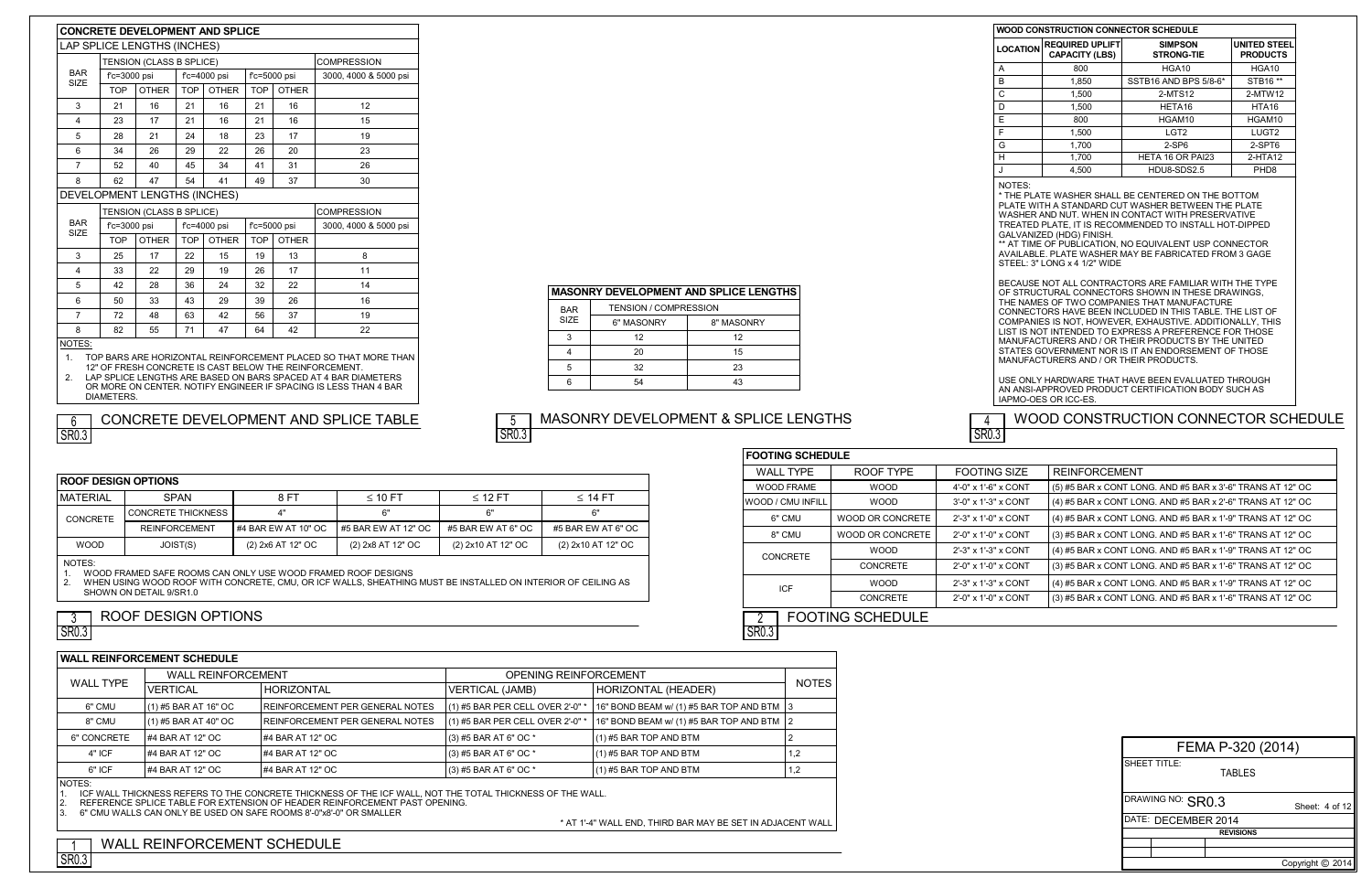## CONCRETE DEVELOPMENT AND SPLICE

### LAP SPLICE LENGTHS (INCHES)

| BAR SIZE | TENSION (CLASS B SPLICE) | | | | | | COMPRESSION |
|---|---|---|---|---|---|---|---|
| | f'c=3000 psi | | f'c=4000 psi | | f'c=5000 psi | | 3000, 4000 & 5000 psi |
| | TOP | OTHER | TOP | OTHER | TOP | OTHER | |
| 3 | 21 | 16 | 21 | 16 | 21 | 16 | 12 |
| 4 | 23 | 17 | 21 | 16 | 21 | 16 | 15 |
| 5 | 28 | 21 | 24 | 18 | 23 | 17 | 19 |
| 6 | 34 | 26 | 29 | 22 | 26 | 20 | 23 |
| 7 | 52 | 40 | 45 | 34 | 41 | 31 | 26 |
| 8 | 62 | 47 | 54 | 41 | 49 | 37 | 30 |

### DEVELOPMENT LENGTHS (INCHES)

| BAR SIZE | TENSION (CLASS B SPLICE) | | | | | | COMPRESSION |
|---|---|---|---|---|---|---|---|
| | f'c=3000 psi | | f'c=4000 psi | | f'c=5000 psi | | 3000, 4000 & 5000 psi |
| | TOP | OTHER | TOP | OTHER | TOP | OTHER | |
| 3 | 25 | 17 | 22 | 15 | 19 | 13 | 8 |
| 4 | 33 | 22 | 29 | 19 | 26 | 17 | 11 |
| 5 | 42 | 28 | 36 | 24 | 32 | 22 | 14 |
| 6 | 50 | 33 | 43 | 29 | 39 | 26 | 16 |
| 7 | 72 | 48 | 63 | 42 | 56 | 37 | 19 |
| 8 | 82 | 55 | 71 | 47 | 64 | 42 | 22 |

NOTES:
1. TOP BARS ARE HORIZONTAL REINFORCEMENT PLACED SO THAT MORE THAN 12" OF FRESH CONCRETE IS CAST BELOW THE REINFORCEMENT.
2. LAP SPLICE LENGTHS ARE BASED ON BARS SPACED AT 4 BAR DIAMETERS OR MORE ON CENTER. NOTIFY ENGINEER IF SPACING IS LESS THAN 4 BAR DIAMETERS.

6 SR0.3 CONCRETE DEVELOPMENT AND SPLICE TABLE

## MASONRY DEVELOPMENT AND SPLICE LENGTHS

| BAR SIZE | TENSION / COMPRESSION | |
|---|---|---|
| | 6" MASONRY | 8" MASONRY |
| 3 | 12 | 12 |
| 4 | 20 | 15 |
| 5 | 32 | 23 |
| 6 | 54 | 43 |

5 SR0.3 MASONRY DEVELOPMENT & SPLICE LENGTHS

## WOOD CONSTRUCTION CONNECTOR SCHEDULE

| LOCATION | REQUIRED UPLIFT CAPACITY (LBS) | SIMPSON STRONG-TIE | UNITED STEEL PRODUCTS |
|---|---|---|---|
| A | 800 | HGA10 | HGA10 |
| B | 1,850 | SSTB16 AND BPS 5/8-6* | STB16 ** |
| C | 1,500 | 2-MTS12 | 2-MTW12 |
| D | 1,500 | HETA16 | HTA16 |
| E | 800 | HGAM10 | HGAM10 |
| F | 1,500 | LGT2 | LUGT2 |
| G | 1,700 | 2-SP6 | 2-SPT6 |
| H | 1,700 | HETA 16 OR PAI23 | 2-HTA12 |
| J | 4,500 | HDU8-SDS2.5 | PHD8 |

NOTES:
* THE PLATE WASHER SHALL BE CENTERED ON THE BOTTOM PLATE WITH A STANDARD CUT WASHER BETWEEN THE PLATE WASHER AND NUT. WHEN IN CONTACT WITH PRESERVATIVE TREATED PLATE, IT IS RECOMMENDED TO INSTALL HOT-DIPPED GALVANIZED (HDG) FINISH.
** AT TIME OF PUBLICATION, NO EQUIVALENT USP CONNECTOR AVAILABLE. PLATE WASHER MAY BE FABRICATED FROM 3 GAGE STEEL: 3" LONG x 4 1/2" WIDE

BECAUSE NOT ALL CONTRACTORS ARE FAMILIAR WITH THE TYPE OF STRUCTURAL CONNECTORS SHOWN IN THESE DRAWINGS, THE NAMES OF TWO COMPANIES THAT MANUFACTURE CONNECTORS HAVE BEEN INCLUDED IN THIS TABLE. THE LIST OF COMPANIES IS NOT, HOWEVER, EXHAUSTIVE. ADDITIONALLY, THIS LIST IS NOT INTENDED TO EXPRESS A PREFERENCE FOR THOSE MANUFACTURERS AND / OR THEIR PRODUCTS BY THE UNITED STATES GOVERNMENT NOR IS IT AN ENDORSEMENT OF THOSE MANUFACTURERS AND / OR THEIR PRODUCTS.

USE ONLY HARDWARE THAT HAVE BEEN EVALUATED THROUGH AN ANSI-APPROVED PRODUCT CERTIFICATION BODY SUCH AS IAPMO-OES OR ICC-ES.

4 SR0.3 WOOD CONSTRUCTION CONNECTOR SCHEDULE

## ROOF DESIGN OPTIONS

| MATERIAL | SPAN | 8 FT | ≤ 10 FT | ≤ 12 FT | ≤ 14 FT |
|---|---|---|---|---|---|
| CONCRETE | CONCRETE THICKNESS | 4" | 6" | 6" | 6" |
| | REINFORCEMENT | #4 BAR EW AT 10" OC | #5 BAR EW AT 12" OC | #5 BAR EW AT 6" OC | #5 BAR EW AT 6" OC |
| WOOD | JOIST(S) | (2) 2x6 AT 12" OC | (2) 2x8 AT 12" OC | (2) 2x10 AT 12" OC | (2) 2x10 AT 12" OC |

NOTES:
1. WOOD FRAMED SAFE ROOMS CAN ONLY USE WOOD FRAMED ROOF DESIGNS
2. WHEN USING WOOD ROOF WITH CONCRETE, CMU, OR ICF WALLS, SHEATHING MUST BE INSTALLED ON INTERIOR OF CEILING AS SHOWN ON DETAIL 9/SR1.0

3 SR0.3 ROOF DESIGN OPTIONS

## FOOTING SCHEDULE

| WALL TYPE | ROOF TYPE | FOOTING SIZE | REINFORCEMENT |
|---|---|---|---|
| WOOD FRAME | WOOD | 4'-0" x 1'-6" x CONT | (5) #5 BAR x CONT LONG. AND #5 BAR x 3'-6" TRANS AT 12" OC |
| WOOD / CMU INFILL | WOOD | 3'-0" x 1'-3" x CONT | (4) #5 BAR x CONT LONG. AND #5 BAR x 2'-6" TRANS AT 12" OC |
| 6" CMU | WOOD OR CONCRETE | 2'-3" x 1'-0" x CONT | (4) #5 BAR x CONT LONG. AND #5 BAR x 1'-9" TRANS AT 12" OC |
| 8" CMU | WOOD OR CONCRETE | 2'-0" x 1'-0" x CONT | (3) #5 BAR x CONT LONG. AND #5 BAR x 1'-6" TRANS AT 12" OC |
| CONCRETE | WOOD | 2'-3" x 1'-3" x CONT | (4) #5 BAR x CONT LONG. AND #5 BAR x 1'-9" TRANS AT 12" OC |
| | CONCRETE | 2'-0" x 1'-0" x CONT | (3) #5 BAR x CONT LONG. AND #5 BAR x 1'-6" TRANS AT 12" OC |
| ICF | WOOD | 2'-3" x 1'-3" x CONT | (4) #5 BAR x CONT LONG. AND #5 BAR x 1'-9" TRANS AT 12" OC |
| | CONCRETE | 2'-0" x 1'-0" x CONT | (3) #5 BAR x CONT LONG. AND #5 BAR x 1'-6" TRANS AT 12" OC |

2 SR0.3 FOOTING SCHEDULE

## WALL REINFORCEMENT SCHEDULE

| WALL TYPE | WALL REINFORCEMENT | | OPENING REINFORCEMENT | | NOTES |
|---|---|---|---|---|---|
| | VERTICAL | HORIZONTAL | VERTICAL (JAMB) | HORIZONTAL (HEADER) | |
| 6" CMU | (1) #5 BAR AT 16" OC | REINFORCEMENT PER GENERAL NOTES | (1) #5 BAR PER CELL OVER 2'-0" * | 16" BOND BEAM w/ (1) #5 BAR TOP AND BTM | 3 |
| 8" CMU | (1) #5 BAR AT 40" OC | REINFORCEMENT PER GENERAL NOTES | (1) #5 BAR PER CELL OVER 2'-0" * | 16" BOND BEAM w/ (1) #5 BAR TOP AND BTM | 2 |
| 6" CONCRETE | #4 BAR AT 12" OC | #4 BAR AT 12" OC | (3) #5 BAR AT 6" OC * | (1) #5 BAR TOP AND BTM | 2 |
| 4" ICF | #4 BAR AT 12" OC | #4 BAR AT 12" OC | (3) #5 BAR AT 6" OC * | (1) #5 BAR TOP AND BTM | 1,2 |
| 6" ICF | #4 BAR AT 12" OC | #4 BAR AT 12" OC | (3) #5 BAR AT 6" OC * | (1) #5 BAR TOP AND BTM | 1,2 |

NOTES:
1. ICF WALL THICKNESS REFERS TO THE CONCRETE THICKNESS OF THE ICF WALL, NOT THE TOTAL THICKNESS OF THE WALL.
2. REFERENCE SPLICE TABLE FOR EXTENSION OF HEADER REINFORCEMENT PAST OPENING.
3. 6" CMU WALLS CAN ONLY BE USED ON SAFE ROOMS 8'-0"x8'-0" OR SMALLER

* AT 1'-4" WALL END, THIRD BAR MAY BE SET IN ADJACENT WALL

1 SR0.3 WALL REINFORCEMENT SCHEDULE

FEMA P-320 (2014)

SHEET TITLE: TABLES

DRAWING NO: SR0.3

DATE: DECEMBER 2014

REVISIONS

Copyright © 2014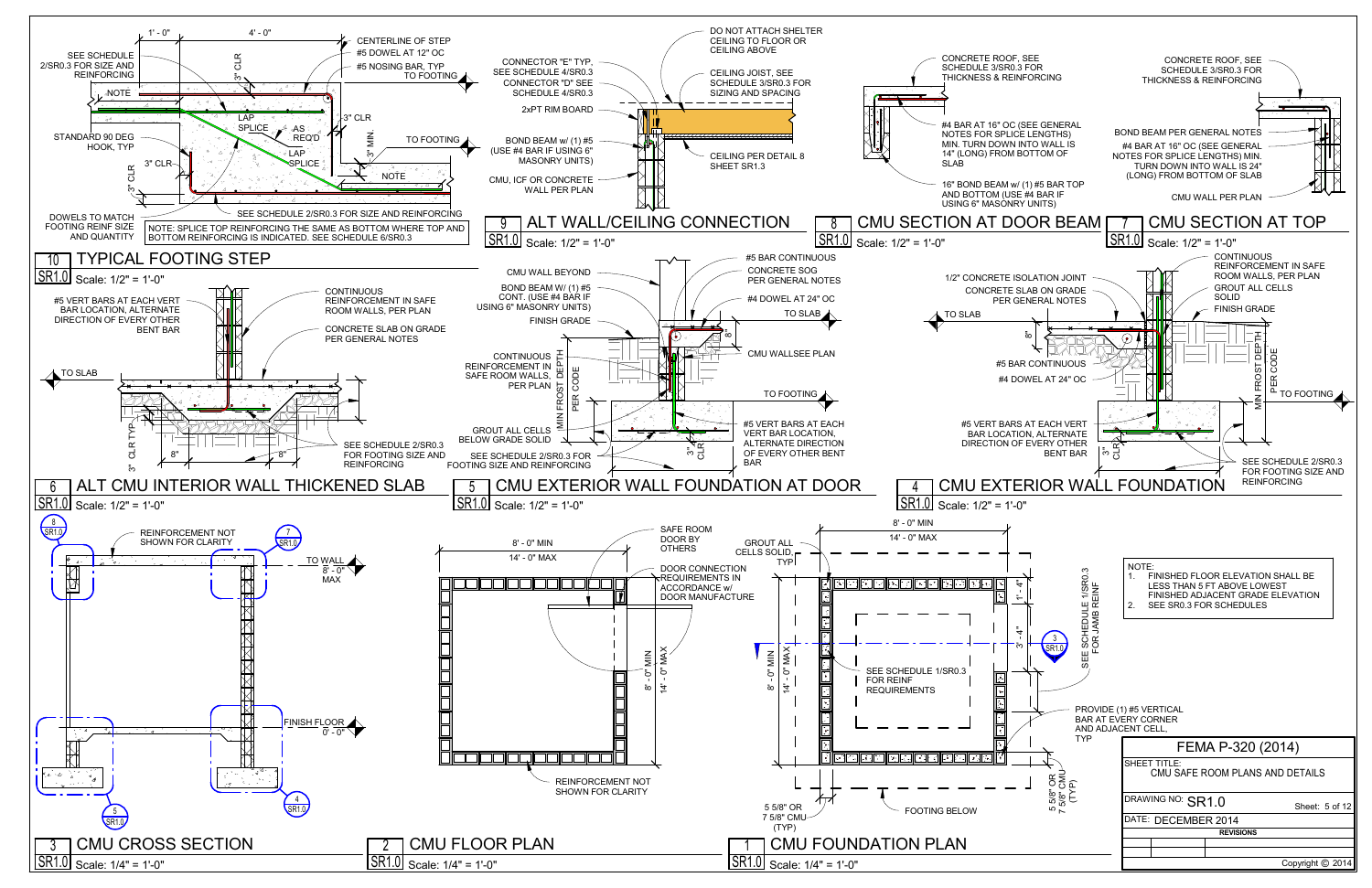## 10 TYPICAL FOOTING STEP
SR1.0 Scale: 1/2" = 1'-0"

1' - 0"
4' - 0"
3" CLR
SEE SCHEDULE 2/SR0.3 FOR SIZE AND REINFORCING
NOTE
STANDARD 90 DEG HOOK, TYP
3" CLR
3" CLR
DOWELS TO MATCH FOOTING REINF SIZE AND QUANTITY
LAP SPLICE
AS REQ'D
LAP SPLICE
CENTERLINE OF STEP
#5 DOWEL AT 12" OC
#5 NOSING BAR, TYP TO FOOTING
3" CLR
3" MIN.
TO FOOTING
NOTE
SEE SCHEDULE 2/SR0.3 FOR SIZE AND REINFORCING

NOTE: SPLICE TOP REINFORCING THE SAME AS BOTTOM WHERE TOP AND BOTTOM REINFORCING IS INDICATED. SEE SCHEDULE 6/SR0.3

## 9 ALT WALL/CEILING CONNECTION
SR1.0 Scale: 1/2" = 1'-0"

CONNECTOR "E" TYP, SEE SCHEDULE 4/SR0.3
CONNECTOR "D" SEE SCHEDULE 4/SR0.3
2xPT RIM BOARD
BOND BEAM w/ (1) #5 (USE #4 BAR IF USING 6" MASONRY UNITS)
CMU, ICF OR CONCRETE WALL PER PLAN
DO NOT ATTACH SHELTER CEILING TO FLOOR OR CEILING ABOVE
CEILING JOIST, SEE SCHEDULE 3/SR0.3 FOR SIZING AND SPACING
CEILING PER DETAIL 8 SHEET SR1.3

## 8 CMU SECTION AT DOOR BEAM
SR1.0 Scale: 1/2" = 1'-0"

CONCRETE ROOF, SEE SCHEDULE 3/SR0.3 FOR THICKNESS & REINFORCING
#4 BAR AT 16" OC (SEE GENERAL NOTES FOR SPLICE LENGTHS) MIN. TURN DOWN INTO WALL IS 14" (LONG) FROM BOTTOM OF SLAB
16" BOND BEAM w/ (1) #5 BAR TOP AND BOTTOM (USE #4 BAR IF USING 6" MASONRY UNITS)

## 7 CMU SECTION AT TOP
SR1.0 Scale: 1/2" = 1'-0"

CONCRETE ROOF, SEE SCHEDULE 3/SR0.3 FOR THICKNESS & REINFORCING
BOND BEAM PER GENERAL NOTES
#4 BAR AT 16" OC (SEE GENERAL NOTES FOR SPLICE LENGTHS) MIN. TURN DOWN INTO WALL IS 24" (LONG) FROM BOTTOM OF SLAB
CMU WALL PER PLAN

## 6 ALT CMU INTERIOR WALL THICKENED SLAB
SR1.0 Scale: 1/2" = 1'-0"

#5 VERT BARS AT EACH VERT BAR LOCATION, ALTERNATE DIRECTION OF EVERY OTHER BENT BAR
CONTINUOUS REINFORCEMENT IN SAFE ROOM WALLS, PER PLAN
CONCRETE SLAB ON GRADE PER GENERAL NOTES
TO SLAB
3" CLR TYP.
8"
8"
SEE SCHEDULE 2/SR0.3 FOR FOOTING SIZE AND REINFORCING

## 5 CMU EXTERIOR WALL FOUNDATION AT DOOR
SR1.0 Scale: 1/2" = 1'-0"

CMU WALL BEYOND
BOND BEAM W/ (1) #5 CONT. (USE #4 BAR IF USING 6" MASONRY UNITS)
FINISH GRADE
CONTINUOUS REINFORCEMENT IN SAFE ROOM WALLS, PER PLAN
MIN FROST DEPTH PER CODE
GROUT ALL CELLS BELOW GRADE SOLID
SEE SCHEDULE 2/SR0.3 FOR FOOTING SIZE AND REINFORCING
#5 BAR CONTINUOUS
CONCRETE SOG PER GENERAL NOTES
#4 DOWEL AT 24" OC
TO SLAB
8"
CMU WALLSEE PLAN
TO FOOTING
#5 VERT BARS AT EACH VERT BAR LOCATION, ALTERNATE DIRECTION OF EVERY OTHER BENT BAR
3" CLR

## 4 CMU EXTERIOR WALL FOUNDATION
SR1.0 Scale: 1/2" = 1'-0"

1/2" CONCRETE ISOLATION JOINT
CONCRETE SLAB ON GRADE PER GENERAL NOTES
TO SLAB
8"
#5 BAR CONTINUOUS
#4 DOWEL AT 24" OC
#5 VERT BARS AT EACH VERT BAR LOCATION, ALTERNATE DIRECTION OF EVERY OTHER BENT BAR
3" CLR
CONTINUOUS REINFORCEMENT IN SAFE ROOM WALLS, PER PLAN
GROUT ALL CELLS SOLID
FINISH GRADE
MIN FROST DEPTH PER CODE
TO FOOTING
SEE SCHEDULE 2/SR0.3 FOR FOOTING SIZE AND REINFORCING

## 3 CMU CROSS SECTION
SR1.0 Scale: 1/4" = 1'-0"

REINFORCEMENT NOT SHOWN FOR CLARITY
TO WALL 8' - 0" MAX
FINISH FLOOR 0' - 0"
8/SR1.0, 7/SR1.0, 4/SR1.0, 5/SR1.0

## 2 CMU FLOOR PLAN
SR1.0 Scale: 1/4" = 1'-0"

8' - 0" MIN
14' - 0" MAX
SAFE ROOM DOOR BY OTHERS
DOOR CONNECTION REQUIREMENTS IN ACCORDANCE w/ DOOR MANUFACTURE
8' -0" MIN
14' - 0" MAX
REINFORCEMENT NOT SHOWN FOR CLARITY

## 1 CMU FOUNDATION PLAN
SR1.0 Scale: 1/4" = 1'-0"

8' - 0" MIN
14' - 0" MAX
GROUT ALL CELLS SOLID, TYP
8' - 0" MIN
14' - 0" MAX
1' - 4"
3' - 4"
3/SR1.0
SEE SCHEDULE 1/SR0.3 FOR JAMB REINF
SEE SCHEDULE 1/SR0.3 FOR REINF REQUIREMENTS
PROVIDE (1) #5 VERTICAL BAR AT EVERY CORNER AND ADJACENT CELL, TYP
5 5/8" OR 7 5/8" CMU (TYP)
FOOTING BELOW

NOTE:
1. FINISHED FLOOR ELEVATION SHALL BE LESS THAN 5 FT ABOVE LOWEST FINISHED ADJACENT GRADE ELEVATION
2. SEE SR0.3 FOR SCHEDULES

FEMA P-320 (2014)
SHEET TITLE: CMU SAFE ROOM PLANS AND DETAILS
DRAWING NO: SR1.0
DATE: DECEMBER 2014
REVISIONS
Copyright © 2014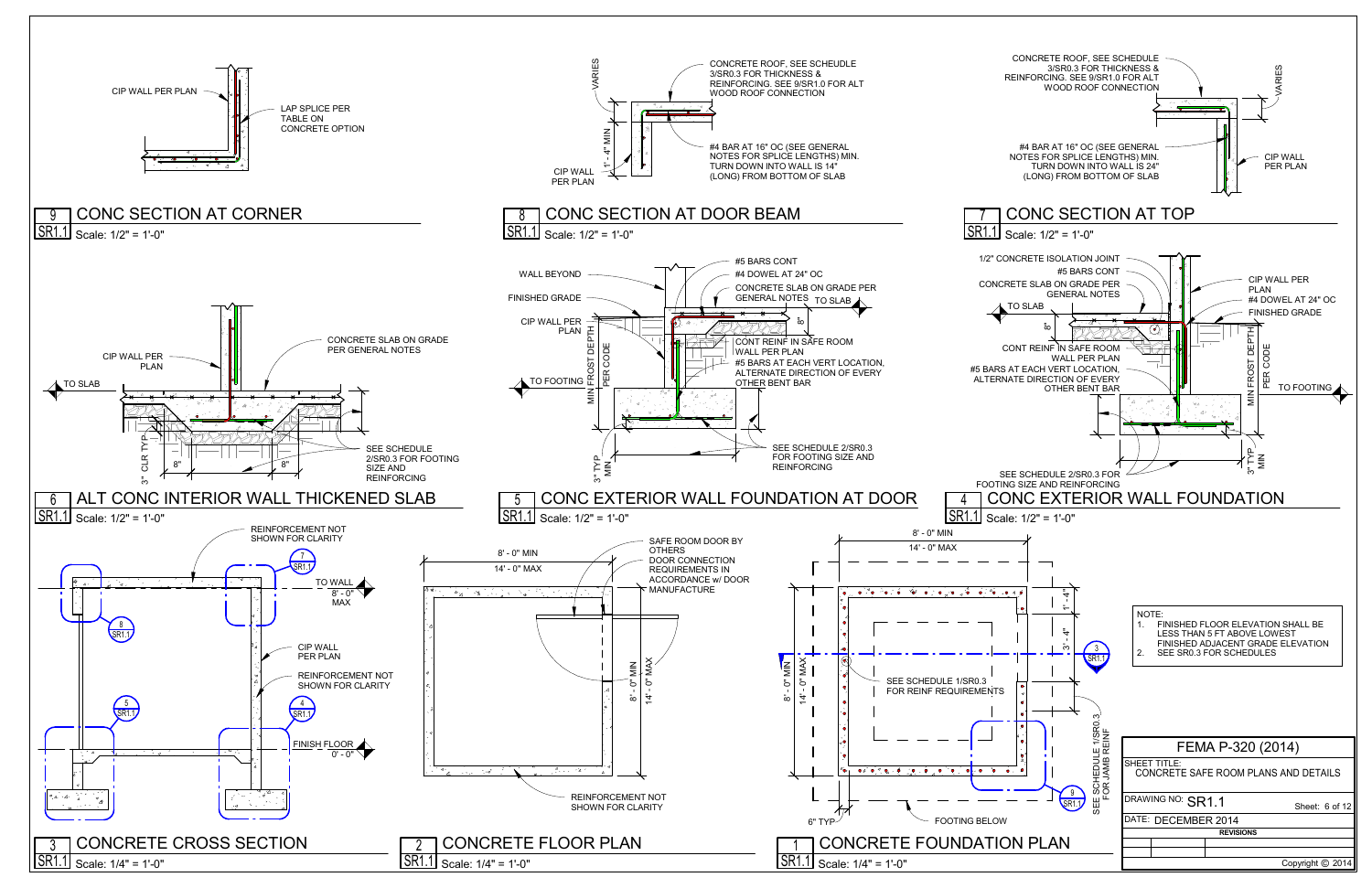## 9 CONC SECTION AT CORNER

SR1.1 Scale: 1/2" = 1'-0"

- CIP WALL PER PLAN
- LAP SPLICE PER TABLE ON CONCRETE OPTION

## 8 CONC SECTION AT DOOR BEAM

SR1.1 Scale: 1/2" = 1'-0"

- CONCRETE ROOF, SEE SCHEUDLE 3/SR0.3 FOR THICKNESS & REINFORCING. SEE 9/SR1.0 FOR ALT WOOD ROOF CONNECTION
- #4 BAR AT 16" OC (SEE GENERAL NOTES FOR SPLICE LENGTHS) MIN. TURN DOWN INTO WALL IS 14" (LONG) FROM BOTTOM OF SLAB
- CIP WALL PER PLAN
- VARIES
- 1'-4" MIN

## 7 CONC SECTION AT TOP

SR1.1 Scale: 1/2" = 1'-0"

- CONCRETE ROOF, SEE SCHEDULE 3/SR0.3 FOR THICKNESS & REINFORCING. SEE 9/SR1.0 FOR ALT WOOD ROOF CONNECTION
- #4 BAR AT 16" OC (SEE GENERAL NOTES FOR SPLICE LENGTHS) MIN. TURN DOWN INTO WALL IS 24" (LONG) FROM BOTTOM OF SLAB
- CIP WALL PER PLAN
- VARIES

## 6 ALT CONC INTERIOR WALL THICKENED SLAB

SR1.1 Scale: 1/2" = 1'-0"

- CIP WALL PER PLAN
- CONCRETE SLAB ON GRADE PER GENERAL NOTES
- TO SLAB
- SEE SCHEDULE 2/SR0.3 FOR FOOTING SIZE AND REINFORCING
- 3" CLR TYP
- 8"
- 8"

## 5 CONC EXTERIOR WALL FOUNDATION AT DOOR

SR1.1 Scale: 1/2" = 1'-0"

- WALL BEYOND
- FINISHED GRADE
- CIP WALL PER PLAN
- TO FOOTING
- #5 BARS CONT
- #4 DOWEL AT 24" OC
- CONCRETE SLAB ON GRADE PER GENERAL NOTES
- TO SLAB
- 8"
- CONT REINF IN SAFE ROOM WALL PER PLAN
- #5 BARS AT EACH VERT LOCATION, ALTERNATE DIRECTION OF EVERY OTHER BENT BAR
- MIN FROST DEPTH PER CODE
- 3" TYP MIN
- SEE SCHEDULE 2/SR0.3 FOR FOOTING SIZE AND REINFORCING

## 4 CONC EXTERIOR WALL FOUNDATION

SR1.1 Scale: 1/2" = 1'-0"

- 1/2" CONCRETE ISOLATION JOINT
- #5 BARS CONT
- CONCRETE SLAB ON GRADE PER GENERAL NOTES
- TO SLAB
- 8"
- CONT REINF IN SAFE ROOM WALL PER PLAN
- #5 BARS AT EACH VERT LOCATION, ALTERNATE DIRECTION OF EVERY OTHER BENT BAR
- CIP WALL PER PLAN
- #4 DOWEL AT 24" OC
- FINISHED GRADE
- MIN FROST DEPTH PER CODE
- TO FOOTING
- 3" TYP MIN
- SEE SCHEDULE 2/SR0.3 FOR FOOTING SIZE AND REINFORCING

## 3 CONCRETE CROSS SECTION

SR1.1 Scale: 1/4" = 1'-0"

- REINFORCEMENT NOT SHOWN FOR CLARITY
- TO WALL
- 8'-0" MAX
- CIP WALL PER PLAN
- REINFORCEMENT NOT SHOWN FOR CLARITY
- FINISH FLOOR 0'-0"
- 7/SR1.1, 8/SR1.1, 5/SR1.1, 4/SR1.1

## 2 CONCRETE FLOOR PLAN

SR1.1 Scale: 1/4" = 1'-0"

- 8'-0" MIN
- 14'-0" MAX
- SAFE ROOM DOOR BY OTHERS
- DOOR CONNECTION REQUIREMENTS IN ACCORDANCE w/ DOOR MANUFACTURE
- 8'-0" MIN
- 14'-0" MAX
- REINFORCEMENT NOT SHOWN FOR CLARITY

## 1 CONCRETE FOUNDATION PLAN

SR1.1 Scale: 1/4" = 1'-0"

- 8'-0" MIN
- 14'-0" MAX
- 8'-0" MIN
- 14'-0" MAX
- 1'-4"
- 1'-4"
- 3'-4"
- SEE SCHEDULE 1/SR0.3 FOR REINF REQUIREMENTS
- SEE SCHEDULE 1/SR0.3 FOR JAMB REINF
- 6" TYP
- FOOTING BELOW
- 3/SR1.1, 9/SR1.1

NOTE:

1. FINISHED FLOOR ELEVATION SHALL BE LESS THAN 5 FT ABOVE LOWEST FINISHED ADJACENT GRADE ELEVATION
2. SEE SR0.3 FOR SCHEDULES

| FEMA P-320 (2014) | |
|---|---|
| SHEET TITLE: CONCRETE SAFE ROOM PLANS AND DETAILS | |
| DRAWING NO: SR1.1 | Sheet: 6 of 12 |
| DATE: DECEMBER 2014 | |
| REVISIONS | |

Copyright © 2014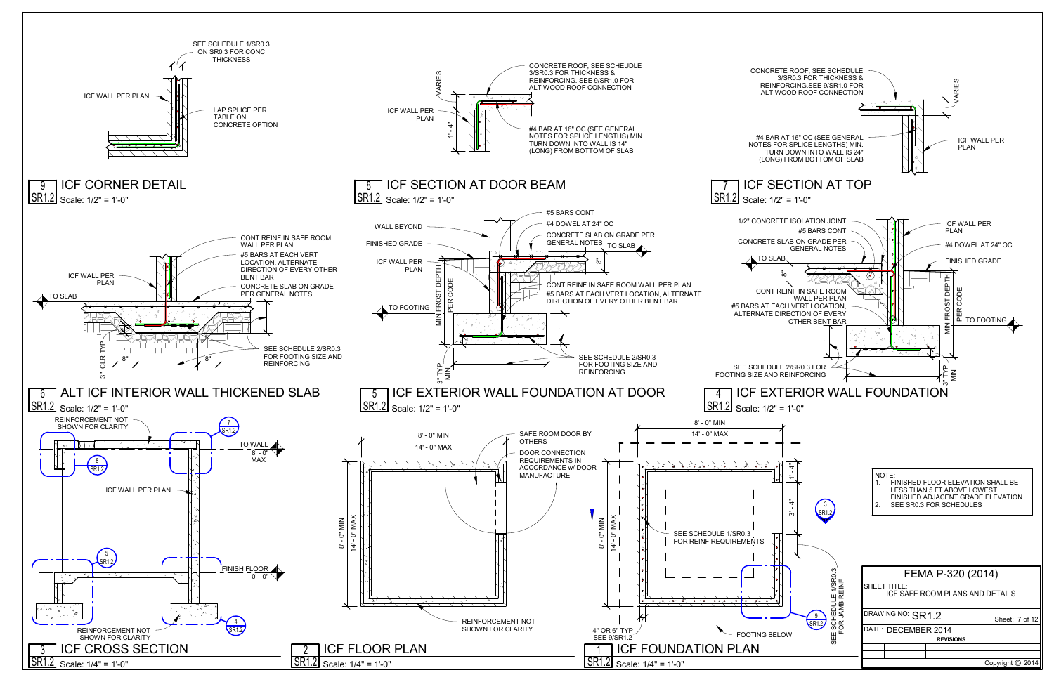## 9 ICF CORNER DETAIL
SR1.2 Scale: 1/2" = 1'-0"

- SEE SCHEDULE 1/SR0.3 ON SR0.3 FOR CONC THICKNESS
- ICF WALL PER PLAN
- LAP SPLICE PER TABLE ON CONCRETE OPTION

## 8 ICF SECTION AT DOOR BEAM
SR1.2 Scale: 1/2" = 1'-0"

- CONCRETE ROOF, SEE SCHEUDLE 3/SR0.3 FOR THICKNESS & REINFORCING. SEE 9/SR1.0 FOR ALT WOOD ROOF CONNECTION
- VARIES
- ICF WALL PER PLAN
- 1' - 4"
- #4 BAR AT 16" OC (SEE GENERAL NOTES FOR SPLICE LENGTHS) MIN. TURN DOWN INTO WALL IS 14" (LONG) FROM BOTTOM OF SLAB

## 7 ICF SECTION AT TOP
SR1.2 Scale: 1/2" = 1'-0"

- CONCRETE ROOF, SEE SCHEDULE 3/SR0.3 FOR THICKNESS & REINFORCING.SEE 9/SR1.0 FOR ALT WOOD ROOF CONNECTION
- VARIES
- #4 BAR AT 16" OC (SEE GENERAL NOTES FOR SPLICE LENGTHS) MIN. TURN DOWN INTO WALL IS 24" (LONG) FROM BOTTOM OF SLAB
- ICF WALL PER PLAN

## 6 ALT ICF INTERIOR WALL THICKENED SLAB
SR1.2 Scale: 1/2" = 1'-0"

- CONT REINF IN SAFE ROOM WALL PER PLAN
- #5 BARS AT EACH VERT LOCATION, ALTERNATE DIRECTION OF EVERY OTHER BENT BAR
- CONCRETE SLAB ON GRADE PER GENERAL NOTES
- ICF WALL PER PLAN
- TO SLAB
- 3" CLR TYP
- 8"
- 8"
- SEE SCHEDULE 2/SR0.3 FOR FOOTING SIZE AND REINFORCING

## 5 ICF EXTERIOR WALL FOUNDATION AT DOOR
SR1.2 Scale: 1/2" = 1'-0"

- WALL BEYOND
- FINISHED GRADE
- ICF WALL PER PLAN
- TO FOOTING
- MIN FROST DEPTH PER CODE
- 3" TYP MIN
- #5 BARS CONT
- #4 DOWEL AT 24" OC
- CONCRETE SLAB ON GRADE PER GENERAL NOTES
- TO SLAB
- 8"
- CONT REINF IN SAFE ROOM WALL PER PLAN
- #5 BARS AT EACH VERT LOCATION, ALTERNATE DIRECTION OF EVERY OTHER BENT BAR
- SEE SCHEDULE 2/SR0.3 FOR FOOTING SIZE AND REINFORCING

## 4 ICF EXTERIOR WALL FOUNDATION
SR1.2 Scale: 1/2" = 1'-0"

- 1/2" CONCRETE ISOLATION JOINT
- #5 BARS CONT
- CONCRETE SLAB ON GRADE PER GENERAL NOTES
- TO SLAB
- 8"
- CONT REINF IN SAFE ROOM WALL PER PLAN
- #5 BARS AT EACH VERT LOCATION, ALTERNATE DIRECTION OF EVERY OTHER BENT BAR
- SEE SCHEDULE 2/SR0.3 FOR FOOTING SIZE AND REINFORCING
- ICF WALL PER PLAN
- #4 DOWEL AT 24" OC
- FINISHED GRADE
- MIN FROST DEPTH PER CODE
- TO FOOTING
- 3" TYP MIN

## 3 ICF CROSS SECTION
SR1.2 Scale: 1/4" = 1'-0"

- REINFORCEMENT NOT SHOWN FOR CLARITY
- 7/SR1.2
- TO WALL
- 8'-0" MAX
- 8/SR1.2
- ICF WALL PER PLAN
- 5/SR1.2
- FINISH FLOOR 0'-0"
- 4/SR1.2
- REINFORCEMENT NOT SHOWN FOR CLARITY

## 2 ICF FLOOR PLAN
SR1.2 Scale: 1/4" = 1'-0"

- 8' - 0" MIN
- 14' - 0" MAX
- SAFE ROOM DOOR BY OTHERS
- DOOR CONNECTION REQUIREMENTS IN ACCORDANCE w/ DOOR MANUFACTURE
- 8' - 0" MIN
- 14' - 0" MAX
- REINFORCEMENT NOT SHOWN FOR CLARITY

## 1 ICF FOUNDATION PLAN
SR1.2 Scale: 1/4" = 1'-0"

- 8' - 0" MIN
- 14' - 0" MAX
- 1' - 4"
- 3' - 4"
- 3/SR1.2
- 8' - 0" MIN
- 14' - 0" MAX
- SEE SCHEDULE 1/SR0.3 FOR REINF REQUIREMENTS
- SEE SCHEDULE 1/SR0.3 FOR JAMB REINF
- 9/SR1.2
- 4" OR 6" TYP SEE 9/SR1.2
- FOOTING BELOW

NOTE:
1. FINISHED FLOOR ELEVATION SHALL BE LESS THAN 5 FT ABOVE LOWEST FINISHED ADJACENT GRADE ELEVATION
2. SEE SR0.3 FOR SCHEDULES

| FEMA P-320 (2014) | |
|---|---|
| SHEET TITLE: ICF SAFE ROOM PLANS AND DETAILS | |
| DRAWING NO: SR1.2 | Sheet: 7 of 12 |
| DATE: DECEMBER 2014 | |
| REVISIONS | |

Copyright © 2014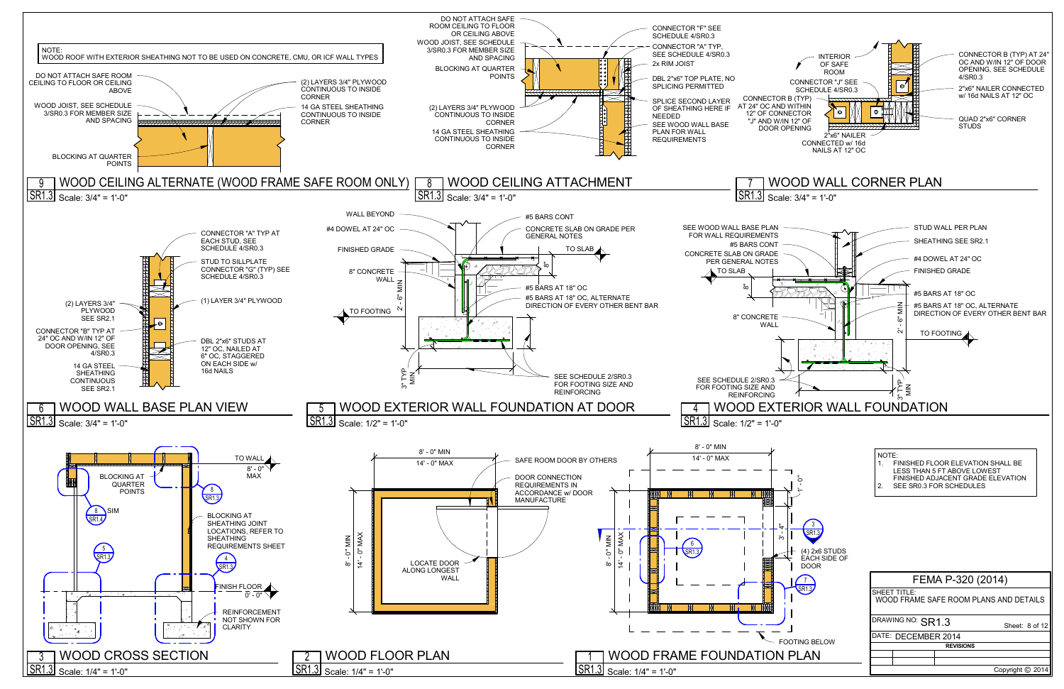NOTE:
WOOD ROOF WITH EXTERIOR SHEATHING NOT TO BE USED ON CONCRETE, CMU, OR ICF WALL TYPES

## 9 WOOD CEILING ALTERNATE (WOOD FRAME SAFE ROOM ONLY)

SR1.3 Scale: 3/4" = 1'-0"

- DO NOT ATTACH SAFE ROOM CEILING TO FLOOR OR CEILING ABOVE
- WOOD JOIST, SEE SCHEDULE 3/SR0.3 FOR MEMBER SIZE AND SPACING
- BLOCKING AT QUARTER POINTS
- (2) LAYERS 3/4" PLYWOOD CONTINUOUS TO INSIDE CORNER
- 14 GA STEEL SHEATHING CONTINUOUS TO INSIDE CORNER

## 8 WOOD CEILING ATTACHMENT

SR1.3 Scale: 3/4" = 1'-0"

- DO NOT ATTACH SAFE ROOM CEILING TO FLOOR OR CEILING ABOVE
- WOOD JOIST, SEE SCHEDULE 3/SR0.3 FOR MEMBER SIZE AND SPACING
- BLOCKING AT QUARTER POINTS
- (2) LAYERS 3/4" PLYWOOD CONTINUOUS TO INSIDE CORNER
- 14 GA STEEL SHEATHING CONTINUOUS TO INSIDE CORNER
- CONNECTOR "F" SEE SCHEDULE 4/SR0.3
- CONNECTOR "A" TYP, SEE SCHEDULE 4/SR0.3
- 2x RIM JOIST
- DBL 2"x6" TOP PLATE, NO SPLICING PERMITTED
- SPLICE SECOND LAYER OF SHEATHING HERE IF NEEDED
- SEE WOOD WALL BASE PLAN FOR WALL REQUIREMENTS

## 7 WOOD WALL CORNER PLAN

SR1.3 Scale: 3/4" = 1'-0"

- INTERIOR OF SAFE ROOM
- CONNECTOR "J" SEE SCHEDULE 4/SR0.3
- CONNECTOR B (TYP) AT 24" OC AND WITHIN 12" OF CONNECTOR "J" AND W/IN 12" OF DOOR OPENING
- 2"x6" NAILER CONNECTED w/ 16d NAILS AT 12" OC
- CONNECTOR B (TYP) AT 24" OC AND W/IN 12" OF DOOR OPENING, SEE SCHEDULE 4/SR0.3
- 2"x6" NAILER CONNECTED w/ 16d NAILS AT 12" OC
- QUAD 2"x6" CORNER STUDS

## 6 WOOD WALL BASE PLAN VIEW

SR1.3 Scale: 3/4" = 1'-0"

- CONNECTOR "A" TYP AT EACH STUD, SEE SCHEDULE 4/SR0.3
- STUD TO SILLPLATE CONNECTOR "G" (TYP) SEE SCHEDULE 4/SR0.3
- (1) LAYER 3/4" PLYWOOD
- DBL 2"x6" STUDS AT 12" OC, NAILED AT 6" OC, STAGGERED ON EACH SIDE w/ 16d NAILS
- (2) LAYERS 3/4" PLYWOOD SEE SR2.1
- CONNECTOR "B" TYP AT 24" OC AND W/IN 12" OF DOOR OPENING, SEE 4/SR0.3
- 14 GA STEEL SHEATHING CONTINUOUS SEE SR2.1

## 5 WOOD EXTERIOR WALL FOUNDATION AT DOOR

SR1.3 Scale: 1/2" = 1'-0"

- WALL BEYOND
- #4 DOWEL AT 24" OC
- FINISHED GRADE
- 8" CONCRETE WALL
- TO FOOTING
- #5 BARS CONT
- CONCRETE SLAB ON GRADE PER GENERAL NOTES
- TO SLAB
- 8"
- 2' - 6" MIN
- #5 BARS AT 18" OC
- #5 BARS AT 18" OC, ALTERNATE DIRECTION OF EVERY OTHER BENT BAR
- 3" TYP MIN
- SEE SCHEDULE 2/SR0.3 FOR FOOTING SIZE AND REINFORCING

## 4 WOOD EXTERIOR WALL FOUNDATION

SR1.3 Scale: 1/2" = 1'-0"

- SEE WOOD WALL BASE PLAN FOR WALL REQUIREMENTS
- #5 BARS CONT
- CONCRETE SLAB ON GRADE PER GENERAL NOTES
- TO SLAB
- 8"
- 8" CONCRETE WALL
- SEE SCHEDULE 2/SR0.3 FOR FOOTING SIZE AND REINFORCING
- STUD WALL PER PLAN
- SHEATHING SEE SR2.1
- #4 DOWEL AT 24" OC
- FINISHED GRADE
- #5 BARS AT 18" OC
- #5 BARS AT 18" OC, ALTERNATE DIRECTION OF EVERY OTHER BENT BAR
- 2' - 6" MIN
- TO FOOTING
- 3" TYP MIN

## 3 WOOD CROSS SECTION

SR1.3 Scale: 1/4" = 1'-0"

- TO WALL
- 8' - 0" MAX
- BLOCKING AT QUARTER POINTS
- 8 SR1.3
- 8 SR1.4 SIM
- 5 SR1.3
- 4 SR1.3
- BLOCKING AT SHEATHING JOINT LOCATIONS, REFER TO SHEATHING REQUIREMENTS SHEET
- FINISH FLOOR 0' - 0"
- REINFORCEMENT NOT SHOWN FOR CLARITY

## 2 WOOD FLOOR PLAN

SR1.3 Scale: 1/4" = 1'-0"

- 8' - 0" MIN
- 14' - 0" MAX
- 8' - 0" MIN
- 14' - 0" MAX
- SAFE ROOM DOOR BY OTHERS
- DOOR CONNECTION REQUIREMENTS IN ACCORDANCE w/ DOOR MANUFACTURE
- LOCATE DOOR ALONG LONGEST WALL

## 1 WOOD FRAME FOUNDATION PLAN

SR1.3 Scale: 1/4" = 1'-0"

- 8' - 0" MIN
- 14' - 0" MAX
- 8' - 0" MIN
- 14' - 0" MAX
- 1' - 0"
- 3' - 4"
- 6 SR1.3
- 3 SR1.3
- 7 SR1.3
- (4) 2x6 STUDS EACH SIDE OF DOOR
- FOOTING BELOW

NOTE:

1. FINISHED FLOOR ELEVATION SHALL BE LESS THAN 5 FT ABOVE LOWEST FINISHED ADJACENT GRADE ELEVATION
2. SEE SR0.3 FOR SCHEDULES

| FEMA P-320 (2014) | |
|---|---|
| SHEET TITLE: WOOD FRAME SAFE ROOM PLANS AND DETAILS | |
| DRAWING NO: SR1.3 | Sheet: 8 of 12 |
| DATE: DECEMBER 2014 | |
| REVISIONS | |
| Copyright © 2014 | |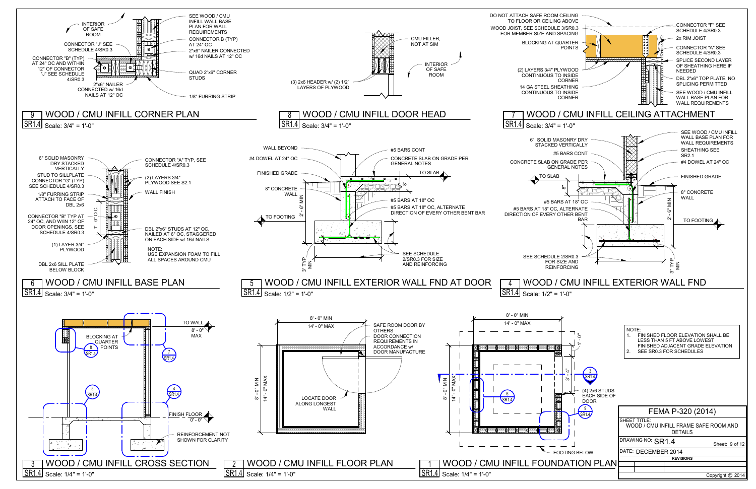## 9 SR1.4 WOOD / CMU INFILL CORNER PLAN

Scale: 3/4" = 1'-0"

- INTERIOR OF SAFE ROOM
- CONNECTOR "J" SEE SCHEDULE 4/SR0.3
- CONNECTOR "B" (TYP) AT 24" OC AND WITHIN 12" OF CONNECTOR "J" SEE SCHEDULE 4/SR0.3
- 2"x6" NAILER CONNECTED w/ 16d NAILS AT 12" OC
- SEE WOOD / CMU INFILL WALL BASE PLAN FOR WALL REQUIREMENTS
- CONNECTOR B (TYP) AT 24" OC
- 2"x6" NAILER CONNECTED w/ 16d NAILS AT 12" OC
- QUAD 2"x6" CORNER STUDS
- 1/8" FURRING STRIP

## 8 SR1.4 WOOD / CMU INFILL DOOR HEAD

Scale: 3/4" = 1'-0"

- CMU FILLER, NOT AT SIM
- INTERIOR OF SAFE ROOM
- (3) 2x6 HEADER w/ (2) 1/2" LAYERS OF PLYWOOD

## 7 SR1.4 WOOD / CMU INFILL CEILING ATTACHMENT

Scale: 3/4" = 1'-0"

- DO NOT ATTACH SAFE ROOM CEILING TO FLOOR OR CEILING ABOVE
- WOOD JOIST, SEE SCHEDULE 3/SR0.3 FOR MEMBER SIZE AND SPACING
- BLOCKING AT QUARTER POINTS
- (2) LAYERS 3/4" PLYWOOD CONTINUOUS TO INSIDE CORNER
- 14 GA STEEL SHEATHING CONTINUOUS TO INSIDE CORNER
- CONNECTOR "F" SEE SCHEDULE 4/SR0.3
- 2x RIM JOIST
- CONNECTOR "A" SEE SCHEDULE 4/SR0.3
- SPLICE SECOND LAYER OF SHEATHING HERE IF NEEDED
- DBL 2"x6" TOP PLATE, NO SPLICING PERMITTED
- SEE WOOD / CMU INFILL WALL BASE PLAN FOR WALL REQUIREMENTS

## 6 SR1.4 WOOD / CMU INFILL BASE PLAN

Scale: 3/4" = 1'-0"

- 6" SOLID MASONRY DRY STACKED VERTICALLY
- STUD TO SILLPLATE CONNECTOR "G" (TYP) SEE SCHEDULE 4/SR0.3
- 1/8" FURRING STRIP ATTACH TO FACE OF DBL 2x6
- CONNECTOR "B" TYP AT 24" OC, AND W/IN 12" OF DOOR OPENINGS, SEE SCHEDULE 4/SR0.3
- (1) LAYER 3/4" PLYWOOD
- DBL 2x6 SILL PLATE BELOW BLOCK
- 1'-0" O.C.
- CONNECTOR "A" TYP, SEE SCHEDULE 4/SR0.3
- (2) LAYERS 3/4" PLYWOOD SEE S2.1
- WALL FINISH
- DBL 2"x6" STUDS AT 12" OC, NAILED AT 6" OC, STAGGERED ON EACH SIDE w/ 16d NAILS

NOTE:
USE EXPANSION FOAM TO FILL ALL SPACES AROUND CMU

## 5 SR1.4 WOOD / CMU INFILL EXTERIOR WALL FND AT DOOR

Scale: 1/2" = 1'-0"

- WALL BEYOND
- #4 DOWEL AT 24" OC
- FINISHED GRADE
- 8" CONCRETE WALL
- TO FOOTING
- 2'-6" MIN
- 3" TYP MIN
- 8"
- #5 BARS CONT
- CONCRETE SLAB ON GRADE PER GENERAL NOTES
- TO SLAB
- #5 BARS AT 18" OC
- #5 BARS AT 18" OC, ALTERNATE DIRECTION OF EVERY OTHER BENT BAR
- SEE SCHEDULE 2/SR0.3 FOR SIZE AND REINFORCING

## 4 SR1.4 WOOD / CMU INFILL EXTERIOR WALL FND

Scale: 1/2" = 1'-0"

- 6" SOLID MASONRY DRY STACKED VERTICALLY
- #5 BARS CONT
- CONCRETE SLAB ON GRADE PER GENERAL NOTES
- TO SLAB
- 8"
- #5 BARS AT 18" OC
- #5 BARS AT 18" OC, ALTERNATE DIRECTION OF EVERY OTHER BENT BAR
- SEE SCHEDULE 2/SR0.3 FOR SIZE AND REINFORCING
- SEE WOOD / CMU INFILL WALL BASE PLAN FOR WALL REQUIREMENTS
- SHEATHING SEE SR2.1
- #4 DOWEL AT 24" OC
- FINISHED GRADE
- 8" CONCRETE WALL
- 2'-6" MIN
- TO FOOTING
- 3" TYP MIN

## 3 SR1.4 WOOD / CMU INFILL CROSS SECTION

Scale: 1/4" = 1'-0"

- TO WALL 8'-0" MAX
- BLOCKING AT QUARTER POINTS (8/SR1.4)
- 7/SR1.4
- 5/SR1.4
- 4/SR1.4
- FINISH FLOOR 0'-0"
- REINFORCEMENT NOT SHOWN FOR CLARITY

## 2 SR1.4 WOOD / CMU INFILL FLOOR PLAN

Scale: 1/4" = 1'-0"

- 8'-0" MIN
- 14'-0" MAX
- 8'-0" MIN, 14'-0" MAX
- SAFE ROOM DOOR BY OTHERS DOOR CONNECTION REQUIREMENTS IN ACCORDANCE w/ DOOR MANUFACTURE
- LOCATE DOOR ALONG LONGEST WALL

## 1 SR1.4 WOOD / CMU INFILL FOUNDATION PLAN

Scale: 1/4" = 1'-0"

- 8'-0" MIN
- 14'-0" MAX
- 8'-0" MIN, 14'-0" MAX
- 1'-0"
- 3'-4"
- 3/SR1.4
- 6/SR1.4
- 9/SR1.4
- (4) 2x6 STUDS EACH SIDE OF DOOR
- FOOTING BELOW

NOTE:
1. FINISHED FLOOR ELEVATION SHALL BE LESS THAN 5 FT ABOVE LOWEST FINISHED ADJACENT GRADE ELEVATION
2. SEE SR0.3 FOR SCHEDULES

| FEMA P-320 (2014) | |
|---|---|
| SHEET TITLE: WOOD / CMU INFILL FRAME SAFE ROOM AND DETAILS | |
| DRAWING NO: SR1.4 | Sheet: 9 of 12 |
| DATE: DECEMBER 2014 | |
| REVISIONS | |

Copyright © 2014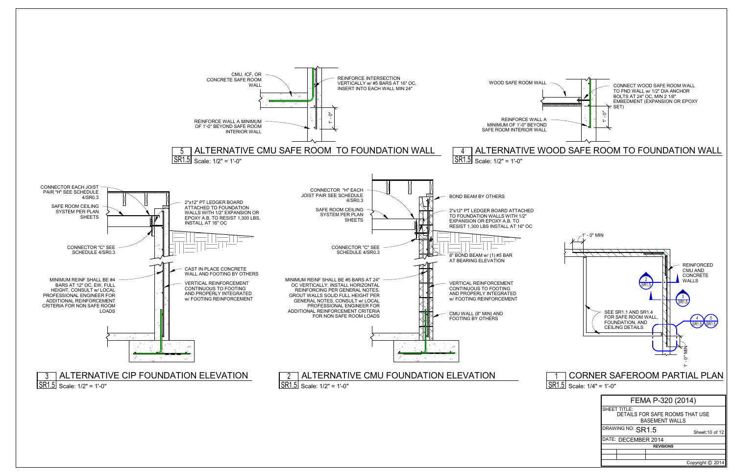## 5 ALTERNATIVE CMU SAFE ROOM TO FOUNDATION WALL

SR1.5 Scale: 1/2" = 1'-0"

- CMU, ICF, OR CONCRETE SAFE ROOM WALL
- REINFORCE INTERSECTION VERTICALLY w/ #5 BARS AT 16" OC, INSERT INTO EACH WALL MIN 24"
- REINFORCE WALL A MINIMUM OF 1'-0" BEYOND SAFE ROOM INTERIOR WALL
- 1' - 0"

## 4 ALTERNATIVE WOOD SAFE ROOM TO FOUNDATION WALL

SR1.5 Scale: 1/2" = 1'-0"

- WOOD SAFE ROOM WALL
- CONNECT WOOD SAFE ROOM WALL TO FND WALL w/ 1/2" DIA ANCHOR BOLTS AT 24" OC, MIN 2 1/8" EMBEDMENT (EXPANSION OR EPOXY SET)
- REINFORCE WALL A MINIMUM OF 1'-0" BEYOND SAFE ROOM INTERIOR WALL
- 1' - 0"

## 3 ALTERNATIVE CIP FOUNDATION ELEVATION

SR1.5 Scale: 1/2" = 1'-0"

- CONNECTOR EACH JOIST PAIR "H" SEE SCHEDULE 4/SR0.3
- SAFE ROOM CEILING SYSTEM PER PLAN SHEETS
- 2"x12" PT LEDGER BOARD ATTACHED TO FOUNDATION WALLS WITH 1/2" EXPANSION OR EPOXY A.B. TO RESIST 1,300 LBS, INSTALL AT 16" OC
- CONNECTOR "C" SEE SCHEDULE 4/SR0.3
- CAST IN PLACE CONCRETE WALL AND FOOTING BY OTHERS
- MINIMUM REINF SHALL BE #4 BARS AT 12" OC, EW, FULL HEIGHT, CONSULT w/ LOCAL PROFESSIONAL ENGINEER FOR ADDITIONAL REINFORCEMENT CRITERIA FOR NON SAFE ROOM LOADS
- VERTICAL REINFORCEMENT CONTINUOUS TO FOOTING AND PROPERLY INTEGRATED w/ FOOTING REINFORCEMENT

## 2 ALTERNATIVE CMU FOUNDATION ELEVATION

SR1.5 Scale: 1/2" = 1'-0"

- CONNECTOR "H" EACH JOIST PAIR SEE SCHEDULE 4/SR0.3
- BOND BEAM BY OTHERS
- SAFE ROOM CEILING SYSTEM PER PLAN SHEETS
- 2"x12" PT LEDGER BOARD ATTACHED TO FOUNDATION WALLS WITH 1/2" EXPANSION OR EPOXY A.B. TO RESIST 1,300 LBS INSTALL AT 16" OC
- CONNECTOR "C" SEE SCHEDULE 4/SR0.3
- 8" BOND BEAM w/ (1) #5 BAR AT BEARING ELEVATION
- MINIMUM REINF SHALL BE #5 BARS AT 24" OC VERTICALLY. INSTALL HORIZONTAL REINFORCING PER GENERAL NOTES. GROUT WALLS SOLID FULL HEIGHT PER GENERAL NOTES, CONSULT w/ LOCAL PROFESSIONAL ENGINEER FOR ADDITIONAL REINFORCEMENT CRITERIA FOR NON SAFE ROOM LOADS
- VERTICAL REINFORCEMENT CONTINUOUS TO FOOTING AND PROPERLY INTEGRATED w/ FOOTING REINFORCEMENT
- CMU WALL (8" MIN) AND FOOTING BY OTHERS

## 1 CORNER SAFEROOM PARTIAL PLAN

SR1.5 Scale: 1/4" = 1'-0"

- 1' - 0" MIN
- REINFORCED CMU AND CONCRETE WALLS
- 2/SR1.5
- 3/SR1.5
- 4/SR1.5, 5/SR1.5
- SEE SR1.1 AND SR1.4 FOR SAFE ROOM WALL, FOUNDATION, AND CEILING DETAILS
- 1' - 0" MIN

| FEMA P-320 (2014) | |
|---|---|
| SHEET TITLE: DETAILS FOR SAFE ROOMS THAT USE BASEMENT WALLS | |
| DRAWING NO: SR1.5 | Sheet:10 of 12 |
| DATE: DECEMBER 2014 | |
| REVISIONS | |
| Copyright © 2014 | |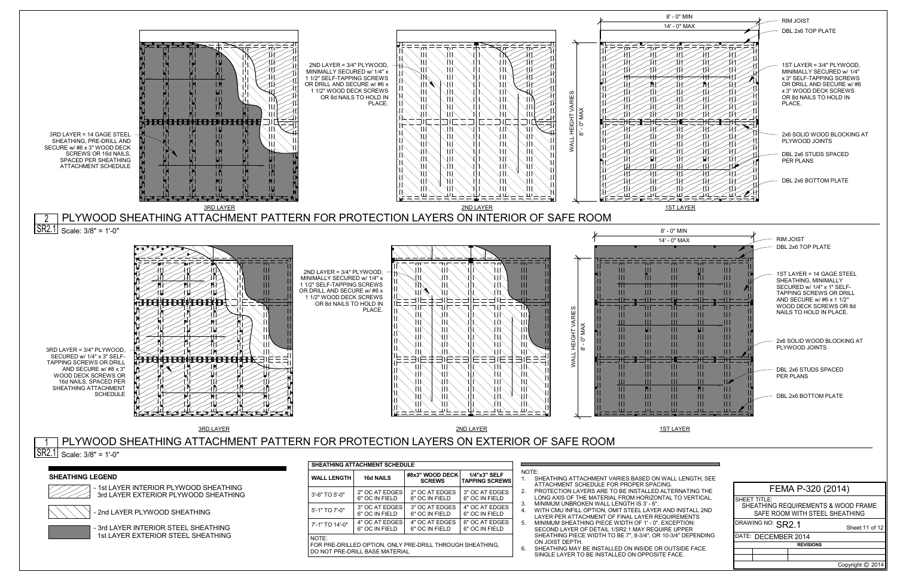## 2 (SR2.1) PLYWOOD SHEATHING ATTACHMENT PATTERN FOR PROTECTION LAYERS ON INTERIOR OF SAFE ROOM

Scale: 3/8" = 1'-0"

**3RD LAYER**

3RD LAYER = 14 GAGE STEEL SHEATHING, PRE-DRILL AND SECURE w/ #8 x 3" WOOD DECK SCREWS OR 16d NAILS, SPACED PER SHEATHING ATTACHMENT SCHEDULE

**2ND LAYER**

2ND LAYER = 3/4" PLYWOOD, MINIMALLY SECURED w/ 1/4" x 1 1/2" SELF-TAPPING SCREWS OR DRILL AND SECURE w/ #6 x 1 1/2" WOOD DECK SCREWS OR 8d NAILS TO HOLD IN PLACE.

**1ST LAYER**

8' - 0" MIN

14' - 0" MAX

WALL HEIGHT VARIES 8' - 0" MAX

- RIM JOIST
- DBL 2x6 TOP PLATE
- 1ST LAYER = 3/4" PLYWOOD, MINIMALLY SECURED w/ 1/4" x 3" SELF-TAPPING SCREWS OR DRILL AND SECURE w/ #8 x 3" WOOD DECK SCREWS OR 8d NAILS TO HOLD IN PLACE.
- 2x6 SOLID WOOD BLOCKING AT PLYWOOD JOINTS
- DBL 2x6 STUDS SPACED PER PLANS
- DBL 2x6 BOTTOM PLATE

## 1 (SR2.1) PLYWOOD SHEATHING ATTACHMENT PATTERN FOR PROTECTION LAYERS ON EXTERIOR OF SAFE ROOM

Scale: 3/8" = 1'-0"

**3RD LAYER**

3RD LAYER = 3/4" PLYWOOD, SECURED w/ 1/4" x 3" SELF-TAPPING SCREWS OR DRILL AND SECURE w/ #8 x 3" WOOD DECK SCREWS OR 16d NAILS, SPACED PER SHEATHING ATTACHMENT SCHEDULE

**2ND LAYER**

2ND LAYER = 3/4" PLYWOOD, MINIMALLY SECURED w/ 1/4" x 1 1/2" SELF-TAPPING SCREWS OR DRILL AND SECURE w/ #6 x 1 1/2" WOOD DECK SCREWS OR 8d NAILS TO HOLD IN PLACE.

**1ST LAYER**

8' - 0" MIN

14' - 0" MAX

WALL HEIGHT VARIES 8' - 0" MAX

- RIM JOIST
- DBL 2x6 TOP PLATE
- 1ST LAYER = 14 GAGE STEEL SHEATHING, MINIMALLY SECURED w/ 1/4" x 1" SELF-TAPPING SCREWS OR DRILL AND SECURE w/ #6 x 1 1/2" WOOD DECK SCREWS OR 8d NAILS TO HOLD IN PLACE.
- 2x6 SOLID WOOD BLOCKING AT PLYWOOD JOINTS
- DBL 2x6 STUDS SPACED PER PLANS
- DBL 2x6 BOTTOM PLATE

### SHEATHING LEGEND

- (light hatch) - 1st LAYER INTERIOR PLYWOOD SHEATHING, 3rd LAYER EXTERIOR PLYWOOD SHEATHING
- (heavy hatch) - 2nd LAYER PLYWOOD SHEATHING
- (solid) - 3rd LAYER INTERIOR STEEL SHEATHING, 1st LAYER EXTERIOR STEEL SHEATHING

### SHEATHING ATTACHMENT SCHEDULE

| WALL LENGTH | 16d NAILS | #8x3" WOOD DECK SCREWS | 1/4"x3" SELF TAPPING SCREWS |
|---|---|---|---|
| 3'-6" TO 5'-0" | 2" OC AT EDGES 6" OC IN FIELD | 2" OC AT EDGES 6" OC IN FIELD | 3" OC AT EDGES 6" OC IN FIELD |
| 5'-1" TO 7'-0" | 3" OC AT EDGES 6" OC IN FIELD | 3" OC AT EDGES 6" OC IN FIELD | 4" OC AT EDGES 6" OC IN FIELD |
| 7'-1" TO 14'-0" | 4" OC AT EDGES 6" OC IN FIELD | 4" OC AT EDGES 6" OC IN FIELD | 6" OC AT EDGES 6" OC IN FIELD |

NOTE:
FOR PRE-DRILLED OPTION, ONLY PRE-DRILL THROUGH SHEATHING, DO NOT PRE-DRILL BASE MATERIAL

### NOTE:

1. SHEATHING ATTACHMENT VARIES BASED ON WALL LENGTH, SEE ATTACHMENT SCHEDULE FOR PROPER SPACING.
2. PROTECTION LAYERS ARE TO BE INSTALLED ALTERNATING THE LONG AXIS OF THE MATERIAL FROM HORIZONTAL TO VERTICAL.
3. MINIMUM UNBROKEN WALL LENGTH IS 3' - 6".
4. WITH CMU INFILL OPTION, OMIT STEEL LAYER AND INSTALL 2ND LAYER PER ATTACHMENT OF FINAL LAYER REQUIREMENTS
5. MINIMUM SHEATHING PIECE WIDTH OF 1' - 0". EXCEPTION: SECOND LAYER OF DETAIL 1/SR2.1 MAY REQUIRE UPPER SHEATHING PIECE WIDTH TO BE 7", 8-3/4", OR 10-3/4" DEPENDING ON JOIST DEPTH.
6. SHEATHING MAY BE INSTALLED ON INSIDE OR OUTSIDE FACE. SINGLE LAYER TO BE INSTALLED ON OPPOSITE FACE.

| FEMA P-320 (2014) | |
|---|---|
| SHEET TITLE: SHEATHING REQUIREMENTS & WOOD FRAME SAFE ROOM WITH STEEL SHEATHING | |
| DRAWING NO: SR2.1 | Sheet:11 of 12 |
| DATE: DECEMBER 2014 | |
| REVISIONS | |

Copyright © 2014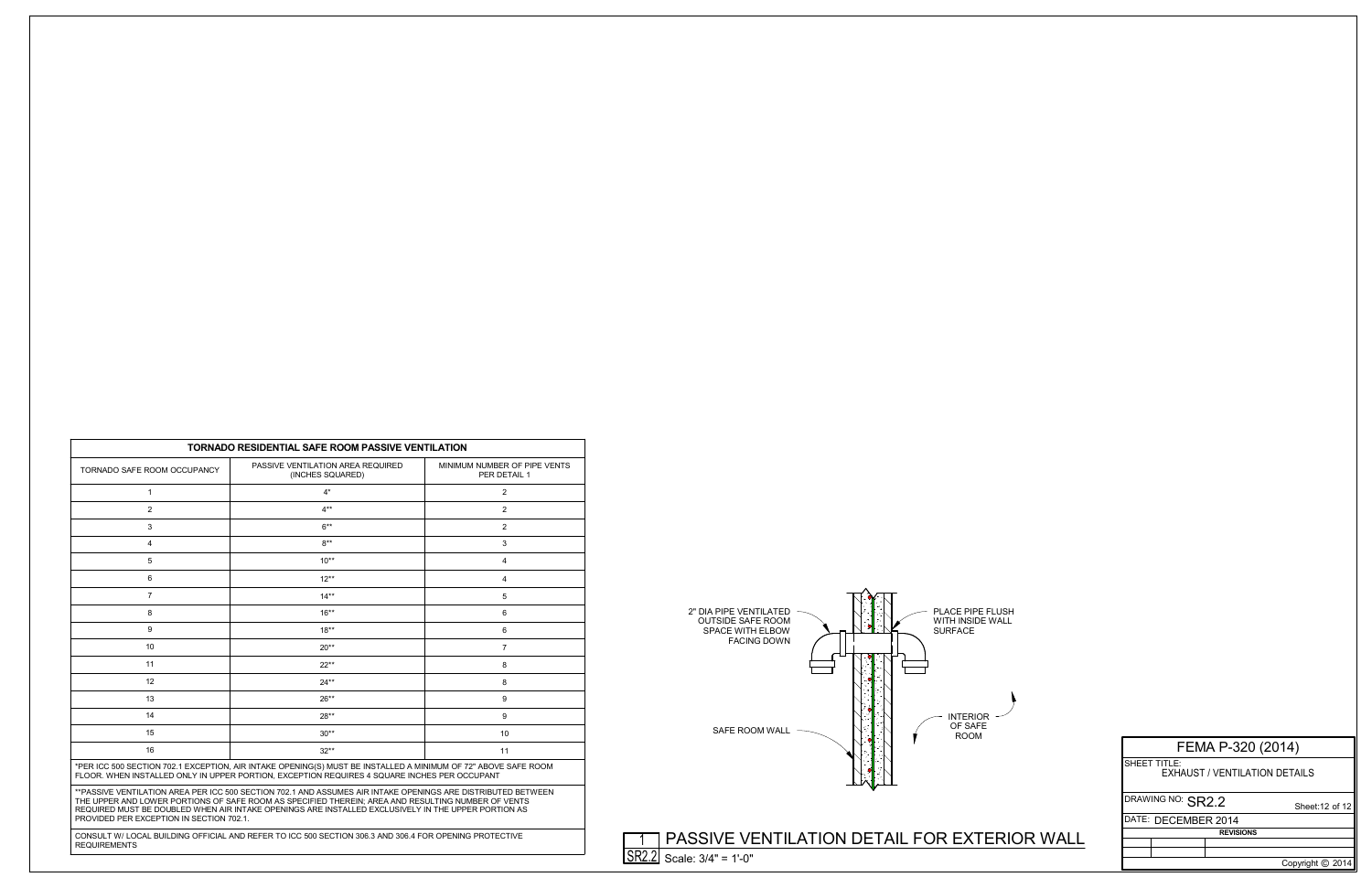| TORNADO RESIDENTIAL SAFE ROOM PASSIVE VENTILATION | | |
|---|---|---|
| TORNADO SAFE ROOM OCCUPANCY | PASSIVE VENTILATION AREA REQUIRED (INCHES SQUARED) | MINIMUM NUMBER OF PIPE VENTS PER DETAIL 1 |
| 1 | 4* | 2 |
| 2 | 4** | 2 |
| 3 | 6** | 2 |
| 4 | 8** | 3 |
| 5 | 10** | 4 |
| 6 | 12** | 4 |
| 7 | 14** | 5 |
| 8 | 16** | 6 |
| 9 | 18** | 6 |
| 10 | 20** | 7 |
| 11 | 22** | 8 |
| 12 | 24** | 8 |
| 13 | 26** | 9 |
| 14 | 28** | 9 |
| 15 | 30** | 10 |
| 16 | 32** | 11 |

*PER ICC 500 SECTION 702.1 EXCEPTION, AIR INTAKE OPENING(S) MUST BE INSTALLED A MINIMUM OF 72" ABOVE SAFE ROOM FLOOR. WHEN INSTALLED ONLY IN UPPER PORTION, EXCEPTION REQUIRES 4 SQUARE INCHES PER OCCUPANT

**PASSIVE VENTILATION AREA PER ICC 500 SECTION 702.1 AND ASSUMES AIR INTAKE OPENINGS ARE DISTRIBUTED BETWEEN THE UPPER AND LOWER PORTIONS OF SAFE ROOM AS SPECIFIED THEREIN; AREA AND RESULTING NUMBER OF VENTS REQUIRED MUST BE DOUBLED WHEN AIR INTAKE OPENINGS ARE INSTALLED EXCLUSIVELY IN THE UPPER PORTION AS PROVIDED PER EXCEPTION IN SECTION 702.1.

CONSULT W/ LOCAL BUILDING OFFICIAL AND REFER TO ICC 500 SECTION 306.3 AND 306.4 FOR OPENING PROTECTIVE REQUIREMENTS

2" DIA PIPE VENTILATED OUTSIDE SAFE ROOM SPACE WITH ELBOW FACING DOWN

PLACE PIPE FLUSH WITH INSIDE WALL SURFACE

INTERIOR OF SAFE ROOM

SAFE ROOM WALL

1 / SR2.2 PASSIVE VENTILATION DETAIL FOR EXTERIOR WALL

Scale: 3/4" = 1'-0"

FEMA P-320 (2014)

SHEET TITLE: EXHAUST / VENTILATION DETAILS

DRAWING NO: SR2.2

DATE: DECEMBER 2014

REVISIONS

Copyright © 2014